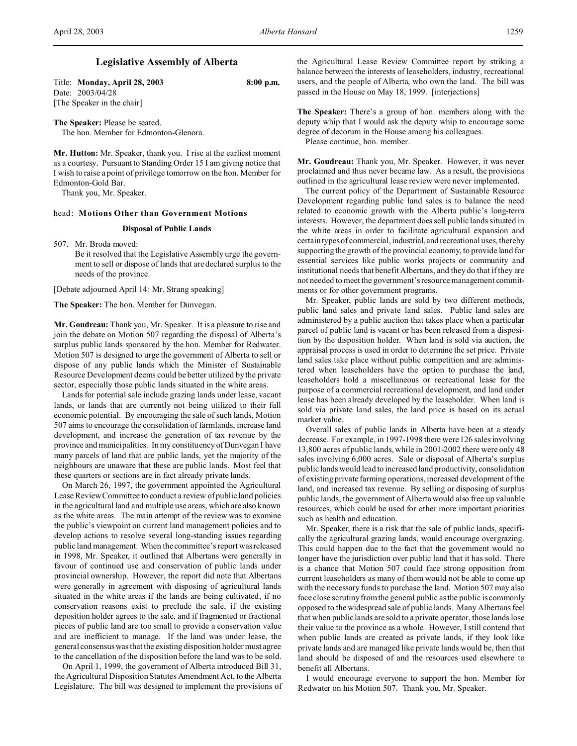# Legislative Assembly of Alberta

Title: **Monday, April 28, 2003** **8:00 p.m.**
Date: 2003/04/28
[The Speaker in the chair]

**The Speaker:** Please be seated.
The hon. Member for Edmonton-Glenora.

**Mr. Hutton:** Mr. Speaker, thank you. I rise at the earliest moment as a courtesy. Pursuant to Standing Order 15 I am giving notice that I wish to raise a point of privilege tomorrow on the hon. Member for Edmonton-Gold Bar.
Thank you, Mr. Speaker.

head: **Motions Other than Government Motions**

### Disposal of Public Lands

507. Mr. Broda moved:
Be it resolved that the Legislative Assembly urge the government to sell or dispose of lands that are declared surplus to the needs of the province.

[Debate adjourned April 14: Mr. Strang speaking]

**The Speaker:** The hon. Member for Dunvegan.

**Mr. Goudreau:** Thank you, Mr. Speaker. It is a pleasure to rise and join the debate on Motion 507 regarding the disposal of Alberta's surplus public lands sponsored by the hon. Member for Redwater. Motion 507 is designed to urge the government of Alberta to sell or dispose of any public lands which the Minister of Sustainable Resource Development deems could be better utilized by the private sector, especially those public lands situated in the white areas.

Lands for potential sale include grazing lands under lease, vacant lands, or lands that are currently not being utilized to their full economic potential. By encouraging the sale of such lands, Motion 507 aims to encourage the consolidation of farmlands, increase land development, and increase the generation of tax revenue by the province and municipalities. In my constituency of Dunvegan I have many parcels of land that are public lands, yet the majority of the neighbours are unaware that these are public lands. Most feel that these quarters or sections are in fact already private lands.

On March 26, 1997, the government appointed the Agricultural Lease Review Committee to conduct a review of public land policies in the agricultural land and multiple use areas, which are also known as the white areas. The main attempt of the review was to examine the public's viewpoint on current land management policies and to develop actions to resolve several long-standing issues regarding public land management. When the committee's report was released in 1998, Mr. Speaker, it outlined that Albertans were generally in favour of continued use and conservation of public lands under provincial ownership. However, the report did note that Albertans were generally in agreement with disposing of agricultural lands situated in the white areas if the lands are being cultivated, if no conservation reasons exist to preclude the sale, if the existing deposition holder agrees to the sale, and if fragmented or fractional pieces of public land are too small to provide a conservation value and are inefficient to manage. If the land was under lease, the general consensus was that the existing disposition holder must agree to the cancellation of the disposition before the land was to be sold.

On April 1, 1999, the government of Alberta introduced Bill 31, the Agricultural Disposition Statutes Amendment Act, to the Alberta Legislature. The bill was designed to implement the provisions of the Agricultural Lease Review Committee report by striking a balance between the interests of leaseholders, industry, recreational users, and the people of Alberta, who own the land. The bill was passed in the House on May 18, 1999. [interjections]

**The Speaker:** There's a group of hon. members along with the deputy whip that I would ask the deputy whip to encourage some degree of decorum in the House among his colleagues.
Please continue, hon. member.

**Mr. Goudreau:** Thank you, Mr. Speaker. However, it was never proclaimed and thus never became law. As a result, the provisions outlined in the agricultural lease review were never implemented.

The current policy of the Department of Sustainable Resource Development regarding public land sales is to balance the need related to economic growth with the Alberta public's long-term interests. However, the department does sell public lands situated in the white areas in order to facilitate agricultural expansion and certain types of commercial, industrial, and recreational uses, thereby supporting the growth of the provincial economy, to provide land for essential services like public works projects or community and institutional needs that benefit Albertans, and they do that if they are not needed to meet the government's resource management commitments or for other government programs.

Mr. Speaker, public lands are sold by two different methods, public land sales and private land sales. Public land sales are administered by a public auction that takes place when a particular parcel of public land is vacant or has been released from a disposition by the disposition holder. When land is sold via auction, the appraisal process is used in order to determine the set price. Private land sales take place without public competition and are administered when leaseholders have the option to purchase the land, leaseholders hold a miscellaneous or recreational lease for the purpose of a commercial recreational development, and land under lease has been already developed by the leaseholder. When land is sold via private land sales, the land price is based on its actual market value.

Overall sales of public lands in Alberta have been at a steady decrease. For example, in 1997-1998 there were 126 sales involving 13,800 acres of public lands, while in 2001-2002 there were only 48 sales involving 6,000 acres. Sale or disposal of Alberta's surplus public lands would lead to increased land productivity, consolidation of existing private farming operations, increased development of the land, and increased tax revenue. By selling or disposing of surplus public lands, the government of Alberta would also free up valuable resources, which could be used for other more important priorities such as health and education.

Mr. Speaker, there is a risk that the sale of public lands, specifically the agricultural grazing lands, would encourage overgrazing. This could happen due to the fact that the government would no longer have the jurisdiction over public land that it has sold. There is a chance that Motion 507 could face strong opposition from current leaseholders as many of them would not be able to come up with the necessary funds to purchase the land. Motion 507 may also face close scrutiny from the general public as the public is commonly opposed to the widespread sale of public lands. Many Albertans feel that when public lands are sold to a private operator, those lands lose their value to the province as a whole. However, I still contend that when public lands are created as private lands, if they look like private lands and are managed like private lands would be, then that land should be disposed of and the resources used elsewhere to benefit all Albertans.

I would encourage everyone to support the hon. Member for Redwater on his Motion 507. Thank you, Mr. Speaker.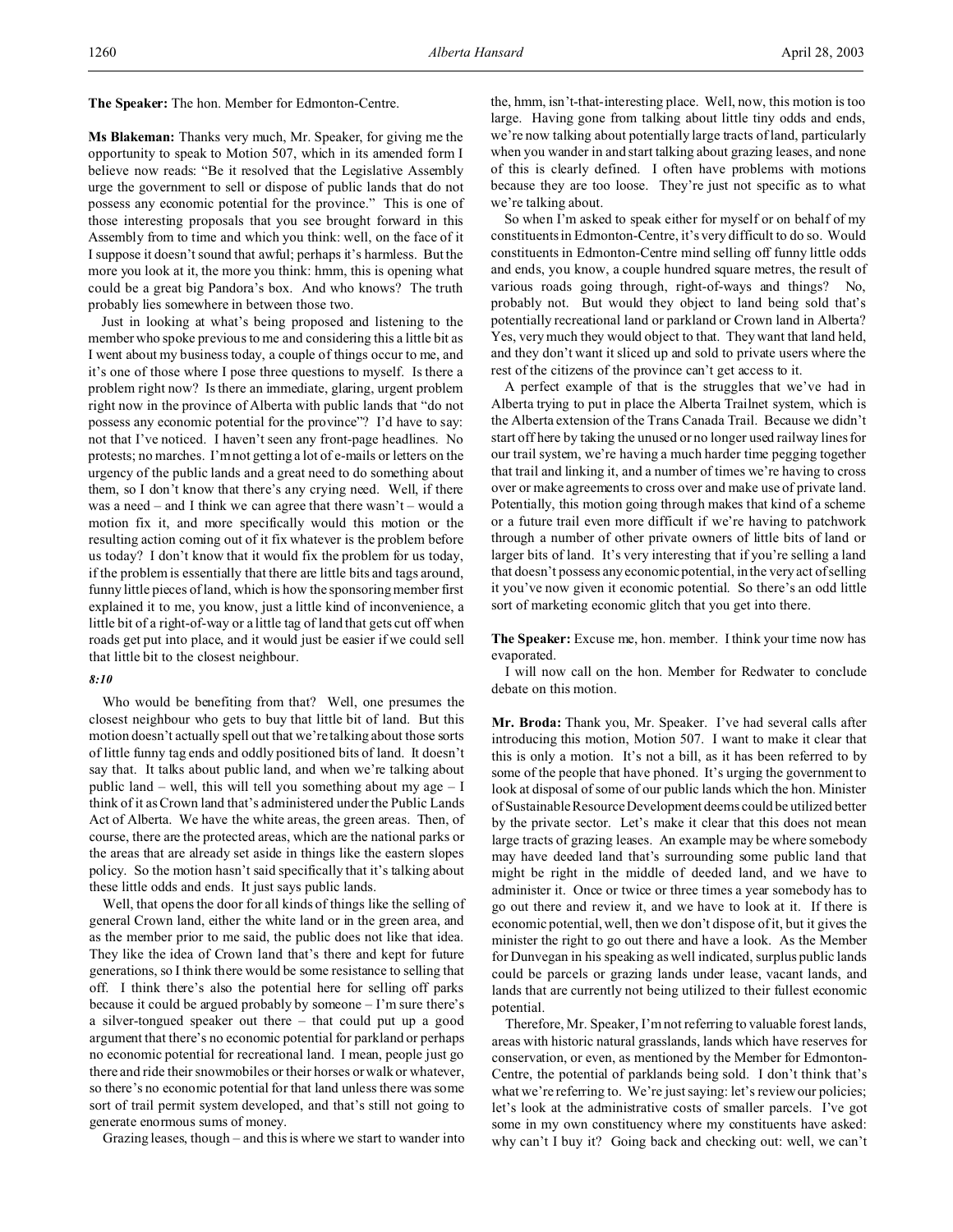**The Speaker:** The hon. Member for Edmonton-Centre.

**Ms Blakeman:** Thanks very much, Mr. Speaker, for giving me the opportunity to speak to Motion 507, which in its amended form I believe now reads: "Be it resolved that the Legislative Assembly urge the government to sell or dispose of public lands that do not possess any economic potential for the province." This is one of those interesting proposals that you see brought forward in this Assembly from to time and which you think: well, on the face of it I suppose it doesn't sound that awful; perhaps it's harmless. But the more you look at it, the more you think: hmm, this is opening what could be a great big Pandora's box. And who knows? The truth probably lies somewhere in between those two.

Just in looking at what's being proposed and listening to the member who spoke previous to me and considering this a little bit as I went about my business today, a couple of things occur to me, and it's one of those where I pose three questions to myself. Is there a problem right now? Is there an immediate, glaring, urgent problem right now in the province of Alberta with public lands that "do not possess any economic potential for the province"? I'd have to say: not that I've noticed. I haven't seen any front-page headlines. No protests; no marches. I'm not getting a lot of e-mails or letters on the urgency of the public lands and a great need to do something about them, so I don't know that there's any crying need. Well, if there was a need – and I think we can agree that there wasn't – would a motion fix it, and more specifically would this motion or the resulting action coming out of it fix whatever is the problem before us today? I don't know that it would fix the problem for us today, if the problem is essentially that there are little bits and tags around, funny little pieces of land, which is how the sponsoring member first explained it to me, you know, just a little kind of inconvenience, a little bit of a right-of-way or a little tag of land that gets cut off when roads get put into place, and it would just be easier if we could sell that little bit to the closest neighbour.

*8:10*

Who would be benefiting from that? Well, one presumes the closest neighbour who gets to buy that little bit of land. But this motion doesn't actually spell out that we're talking about those sorts of little funny tag ends and oddly positioned bits of land. It doesn't say that. It talks about public land, and when we're talking about public land – well, this will tell you something about my age – I think of it as Crown land that's administered under the Public Lands Act of Alberta. We have the white areas, the green areas. Then, of course, there are the protected areas, which are the national parks or the areas that are already set aside in things like the eastern slopes policy. So the motion hasn't said specifically that it's talking about these little odds and ends. It just says public lands.

Well, that opens the door for all kinds of things like the selling of general Crown land, either the white land or in the green area, and as the member prior to me said, the public does not like that idea. They like the idea of Crown land that's there and kept for future generations, so I think there would be some resistance to selling that off. I think there's also the potential here for selling off parks because it could be argued probably by someone – I'm sure there's a silver-tongued speaker out there – that could put up a good argument that there's no economic potential for parkland or perhaps no economic potential for recreational land. I mean, people just go there and ride their snowmobiles or their horses or walk or whatever, so there's no economic potential for that land unless there was some sort of trail permit system developed, and that's still not going to generate enormous sums of money.

Grazing leases, though – and this is where we start to wander into the, hmm, isn't-that-interesting place. Well, now, this motion is too large. Having gone from talking about little tiny odds and ends, we're now talking about potentially large tracts of land, particularly when you wander in and start talking about grazing leases, and none of this is clearly defined. I often have problems with motions because they are too loose. They're just not specific as to what we're talking about.

So when I'm asked to speak either for myself or on behalf of my constituents in Edmonton-Centre, it's very difficult to do so. Would constituents in Edmonton-Centre mind selling off funny little odds and ends, you know, a couple hundred square metres, the result of various roads going through, right-of-ways and things? No, probably not. But would they object to land being sold that's potentially recreational land or parkland or Crown land in Alberta? Yes, very much they would object to that. They want that land held, and they don't want it sliced up and sold to private users where the rest of the citizens of the province can't get access to it.

A perfect example of that is the struggles that we've had in Alberta trying to put in place the Alberta Trailnet system, which is the Alberta extension of the Trans Canada Trail. Because we didn't start off here by taking the unused or no longer used railway lines for our trail system, we're having a much harder time pegging together that trail and linking it, and a number of times we're having to cross over or make agreements to cross over and make use of private land. Potentially, this motion going through makes that kind of a scheme or a future trail even more difficult if we're having to patchwork through a number of other private owners of little bits of land or larger bits of land. It's very interesting that if you're selling a land that doesn't possess any economic potential, in the very act of selling it you've now given it economic potential. So there's an odd little sort of marketing economic glitch that you get into there.

**The Speaker:** Excuse me, hon. member. I think your time now has evaporated.

I will now call on the hon. Member for Redwater to conclude debate on this motion.

**Mr. Broda:** Thank you, Mr. Speaker. I've had several calls after introducing this motion, Motion 507. I want to make it clear that this is only a motion. It's not a bill, as it has been referred to by some of the people that have phoned. It's urging the government to look at disposal of some of our public lands which the hon. Minister of Sustainable Resource Development deems could be utilized better by the private sector. Let's make it clear that this does not mean large tracts of grazing leases. An example may be where somebody may have deeded land that's surrounding some public land that might be right in the middle of deeded land, and we have to administer it. Once or twice or three times a year somebody has to go out there and review it, and we have to look at it. If there is economic potential, well, then we don't dispose of it, but it gives the minister the right to go out there and have a look. As the Member for Dunvegan in his speaking as well indicated, surplus public lands could be parcels or grazing lands under lease, vacant lands, and lands that are currently not being utilized to their fullest economic potential.

Therefore, Mr. Speaker, I'm not referring to valuable forest lands, areas with historic natural grasslands, lands which have reserves for conservation, or even, as mentioned by the Member for Edmonton-Centre, the potential of parklands being sold. I don't think that's what we're referring to. We're just saying: let's review our policies; let's look at the administrative costs of smaller parcels. I've got some in my own constituency where my constituents have asked: why can't I buy it? Going back and checking out: well, we can't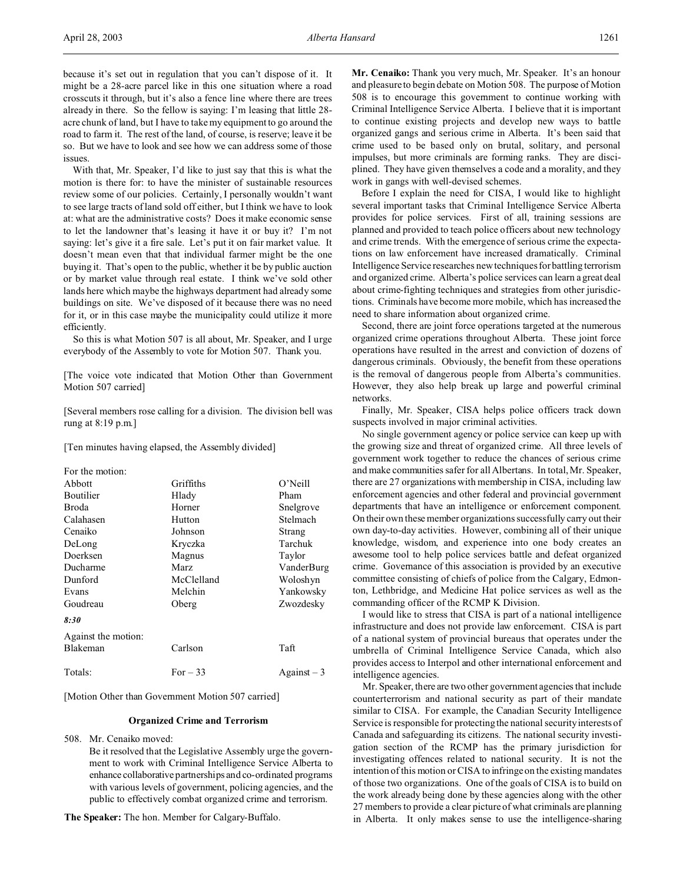because it's set out in regulation that you can't dispose of it. It might be a 28-acre parcel like in this one situation where a road crosscuts it through, but it's also a fence line where there are trees already in there. So the fellow is saying: I'm leasing that little 28-acre chunk of land, but I have to take my equipment to go around the road to farm it. The rest of the land, of course, is reserve; leave it be so. But we have to look and see how we can address some of those issues.

With that, Mr. Speaker, I'd like to just say that this is what the motion is there for: to have the minister of sustainable resources review some of our policies. Certainly, I personally wouldn't want to see large tracts of land sold off either, but I think we have to look at: what are the administrative costs? Does it make economic sense to let the landowner that's leasing it have it or buy it? I'm not saying: let's give it a fire sale. Let's put it on fair market value. It doesn't mean even that that individual farmer might be the one buying it. That's open to the public, whether it be by public auction or by market value through real estate. I think we've sold other lands here which maybe the highways department had already some buildings on site. We've disposed of it because there was no need for it, or in this case maybe the municipality could utilize it more efficiently.

So this is what Motion 507 is all about, Mr. Speaker, and I urge everybody of the Assembly to vote for Motion 507. Thank you.

[The voice vote indicated that Motion Other than Government Motion 507 carried]

[Several members rose calling for a division. The division bell was rung at 8:19 p.m.]

[Ten minutes having elapsed, the Assembly divided]

| For the motion: | | |
|---|---|---|
| Abbott | Griffiths | O'Neill |
| Boutilier | Hlady | Pham |
| Broda | Horner | Snelgrove |
| Calahasen | Hutton | Stelmach |
| Cenaiko | Johnson | Strang |
| DeLong | Kryczka | Tarchuk |
| Doerksen | Magnus | Taylor |
| Ducharme | Marz | VanderBurg |
| Dunford | McClelland | Woloshyn |
| Evans | Melchin | Yankowsky |
| Goudreau | Oberg | Zwozdesky |

*8:30*

| Against the motion: | | |
|---|---|---|
| Blakeman | Carlson | Taft |
| Totals: | For – 33 | Against – 3 |

[Motion Other than Government Motion 507 carried]

### Organized Crime and Terrorism

508. Mr. Cenaiko moved:

Be it resolved that the Legislative Assembly urge the government to work with Criminal Intelligence Service Alberta to enhance collaborative partnerships and co-ordinated programs with various levels of government, policing agencies, and the public to effectively combat organized crime and terrorism.

**The Speaker:** The hon. Member for Calgary-Buffalo.

**Mr. Cenaiko:** Thank you very much, Mr. Speaker. It's an honour and pleasure to begin debate on Motion 508. The purpose of Motion 508 is to encourage this government to continue working with Criminal Intelligence Service Alberta. I believe that it is important to continue existing projects and develop new ways to battle organized gangs and serious crime in Alberta. It's been said that crime used to be based only on brutal, solitary, and personal impulses, but more criminals are forming ranks. They are disciplined. They have given themselves a code and a morality, and they work in gangs with well-devised schemes.

Before I explain the need for CISA, I would like to highlight several important tasks that Criminal Intelligence Service Alberta provides for police services. First of all, training sessions are planned and provided to teach police officers about new technology and crime trends. With the emergence of serious crime the expectations on law enforcement have increased dramatically. Criminal Intelligence Service researches new techniques for battling terrorism and organized crime. Alberta's police services can learn a great deal about crime-fighting techniques and strategies from other jurisdictions. Criminals have become more mobile, which has increased the need to share information about organized crime.

Second, there are joint force operations targeted at the numerous organized crime operations throughout Alberta. These joint force operations have resulted in the arrest and conviction of dozens of dangerous criminals. Obviously, the benefit from these operations is the removal of dangerous people from Alberta's communities. However, they also help break up large and powerful criminal networks.

Finally, Mr. Speaker, CISA helps police officers track down suspects involved in major criminal activities.

No single government agency or police service can keep up with the growing size and threat of organized crime. All three levels of government work together to reduce the chances of serious crime and make communities safer for all Albertans. In total, Mr. Speaker, there are 27 organizations with membership in CISA, including law enforcement agencies and other federal and provincial government departments that have an intelligence or enforcement component. On their own these member organizations successfully carry out their own day-to-day activities. However, combining all of their unique knowledge, wisdom, and experience into one body creates an awesome tool to help police services battle and defeat organized crime. Governance of this association is provided by an executive committee consisting of chiefs of police from the Calgary, Edmonton, Lethbridge, and Medicine Hat police services as well as the commanding officer of the RCMP K Division.

I would like to stress that CISA is part of a national intelligence infrastructure and does not provide law enforcement. CISA is part of a national system of provincial bureaus that operates under the umbrella of Criminal Intelligence Service Canada, which also provides access to Interpol and other international enforcement and intelligence agencies.

Mr. Speaker, there are two other government agencies that include counterterrorism and national security as part of their mandate similar to CISA. For example, the Canadian Security Intelligence Service is responsible for protecting the national security interests of Canada and safeguarding its citizens. The national security investigation section of the RCMP has the primary jurisdiction for investigating offences related to national security. It is not the intention of this motion or CISA to infringe on the existing mandates of those two organizations. One of the goals of CISA is to build on the work already being done by these agencies along with the other 27 members to provide a clear picture of what criminals are planning in Alberta. It only makes sense to use the intelligence-sharing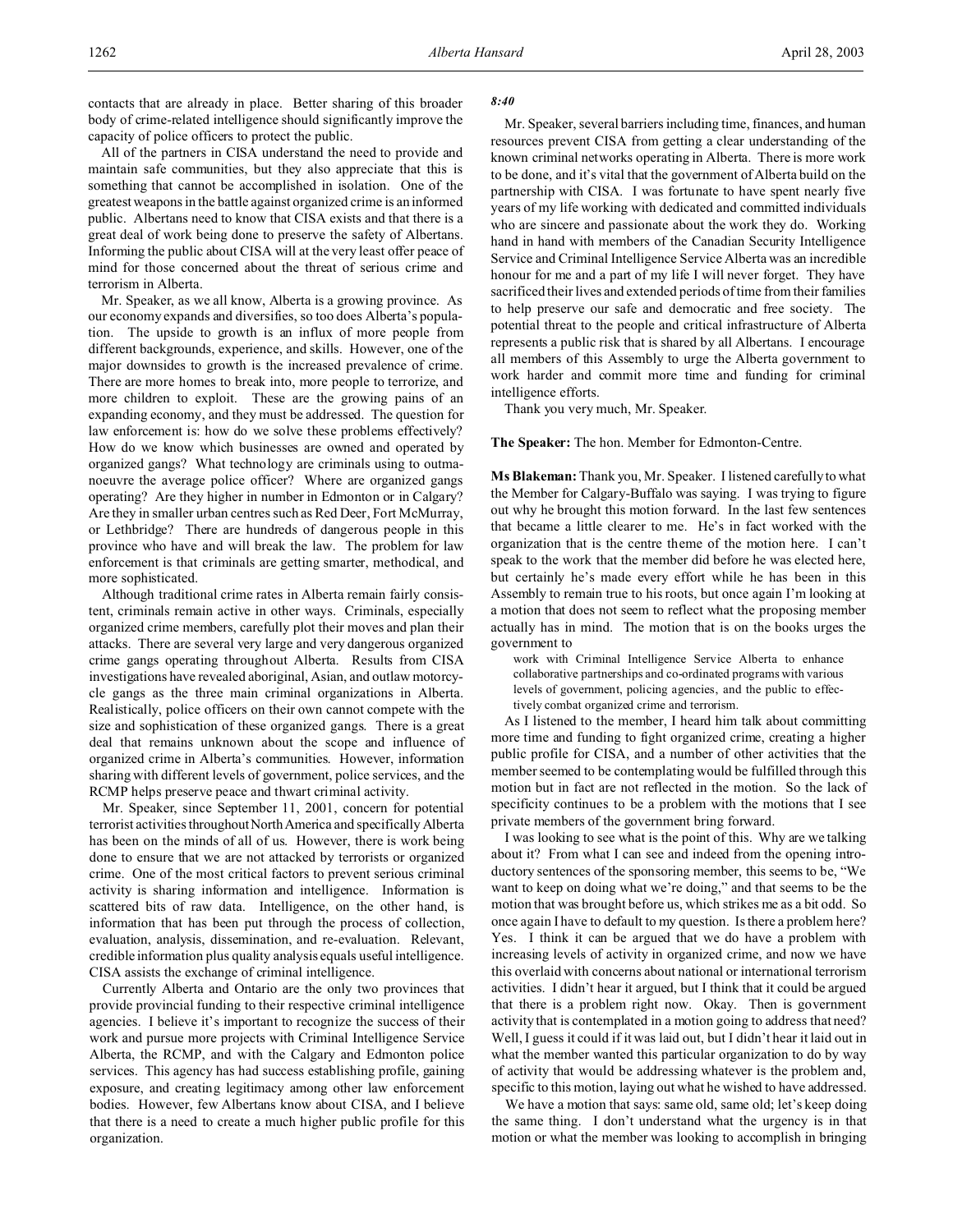contacts that are already in place. Better sharing of this broader body of crime-related intelligence should significantly improve the capacity of police officers to protect the public.

All of the partners in CISA understand the need to provide and maintain safe communities, but they also appreciate that this is something that cannot be accomplished in isolation. One of the greatest weapons in the battle against organized crime is an informed public. Albertans need to know that CISA exists and that there is a great deal of work being done to preserve the safety of Albertans. Informing the public about CISA will at the very least offer peace of mind for those concerned about the threat of serious crime and terrorism in Alberta.

Mr. Speaker, as we all know, Alberta is a growing province. As our economy expands and diversifies, so too does Alberta's population. The upside to growth is an influx of more people from different backgrounds, experience, and skills. However, one of the major downsides to growth is the increased prevalence of crime. There are more homes to break into, more people to terrorize, and more children to exploit. These are the growing pains of an expanding economy, and they must be addressed. The question for law enforcement is: how do we solve these problems effectively? How do we know which businesses are owned and operated by organized gangs? What technology are criminals using to outmanoeuvre the average police officer? Where are organized gangs operating? Are they higher in number in Edmonton or in Calgary? Are they in smaller urban centres such as Red Deer, Fort McMurray, or Lethbridge? There are hundreds of dangerous people in this province who have and will break the law. The problem for law enforcement is that criminals are getting smarter, methodical, and more sophisticated.

Although traditional crime rates in Alberta remain fairly consistent, criminals remain active in other ways. Criminals, especially organized crime members, carefully plot their moves and plan their attacks. There are several very large and very dangerous organized crime gangs operating throughout Alberta. Results from CISA investigations have revealed aboriginal, Asian, and outlaw motorcycle gangs as the three main criminal organizations in Alberta. Realistically, police officers on their own cannot compete with the size and sophistication of these organized gangs. There is a great deal that remains unknown about the scope and influence of organized crime in Alberta's communities. However, information sharing with different levels of government, police services, and the RCMP helps preserve peace and thwart criminal activity.

Mr. Speaker, since September 11, 2001, concern for potential terrorist activities throughout North America and specifically Alberta has been on the minds of all of us. However, there is work being done to ensure that we are not attacked by terrorists or organized crime. One of the most critical factors to prevent serious criminal activity is sharing information and intelligence. Information is scattered bits of raw data. Intelligence, on the other hand, is information that has been put through the process of collection, evaluation, analysis, dissemination, and re-evaluation. Relevant, credible information plus quality analysis equals useful intelligence. CISA assists the exchange of criminal intelligence.

Currently Alberta and Ontario are the only two provinces that provide provincial funding to their respective criminal intelligence agencies. I believe it's important to recognize the success of their work and pursue more projects with Criminal Intelligence Service Alberta, the RCMP, and with the Calgary and Edmonton police services. This agency has had success establishing profile, gaining exposure, and creating legitimacy among other law enforcement bodies. However, few Albertans know about CISA, and I believe that there is a need to create a much higher public profile for this organization.

*8:40*

Mr. Speaker, several barriers including time, finances, and human resources prevent CISA from getting a clear understanding of the known criminal networks operating in Alberta. There is more work to be done, and it's vital that the government of Alberta build on the partnership with CISA. I was fortunate to have spent nearly five years of my life working with dedicated and committed individuals who are sincere and passionate about the work they do. Working hand in hand with members of the Canadian Security Intelligence Service and Criminal Intelligence Service Alberta was an incredible honour for me and a part of my life I will never forget. They have sacrificed their lives and extended periods of time from their families to help preserve our safe and democratic and free society. The potential threat to the people and critical infrastructure of Alberta represents a public risk that is shared by all Albertans. I encourage all members of this Assembly to urge the Alberta government to work harder and commit more time and funding for criminal intelligence efforts.

Thank you very much, Mr. Speaker.

**The Speaker:** The hon. Member for Edmonton-Centre.

**Ms Blakeman:** Thank you, Mr. Speaker. I listened carefully to what the Member for Calgary-Buffalo was saying. I was trying to figure out why he brought this motion forward. In the last few sentences that became a little clearer to me. He's in fact worked with the organization that is the centre theme of the motion here. I can't speak to the work that the member did before he was elected here, but certainly he's made every effort while he has been in this Assembly to remain true to his roots, but once again I'm looking at a motion that does not seem to reflect what the proposing member actually has in mind. The motion that is on the books urges the government to

> work with Criminal Intelligence Service Alberta to enhance collaborative partnerships and co-ordinated programs with various levels of government, policing agencies, and the public to effectively combat organized crime and terrorism.

As I listened to the member, I heard him talk about committing more time and funding to fight organized crime, creating a higher public profile for CISA, and a number of other activities that the member seemed to be contemplating would be fulfilled through this motion but in fact are not reflected in the motion. So the lack of specificity continues to be a problem with the motions that I see private members of the government bring forward.

I was looking to see what is the point of this. Why are we talking about it? From what I can see and indeed from the opening introductory sentences of the sponsoring member, this seems to be, "We want to keep on doing what we're doing," and that seems to be the motion that was brought before us, which strikes me as a bit odd. So once again I have to default to my question. Is there a problem here? Yes. I think it can be argued that we do have a problem with increasing levels of activity in organized crime, and now we have this overlaid with concerns about national or international terrorism activities. I didn't hear it argued, but I think that it could be argued that there is a problem right now. Okay. Then is government activity that is contemplated in a motion going to address that need? Well, I guess it could if it was laid out, but I didn't hear it laid out in what the member wanted this particular organization to do by way of activity that would be addressing whatever is the problem and, specific to this motion, laying out what he wished to have addressed.

We have a motion that says: same old, same old; let's keep doing the same thing. I don't understand what the urgency is in that motion or what the member was looking to accomplish in bringing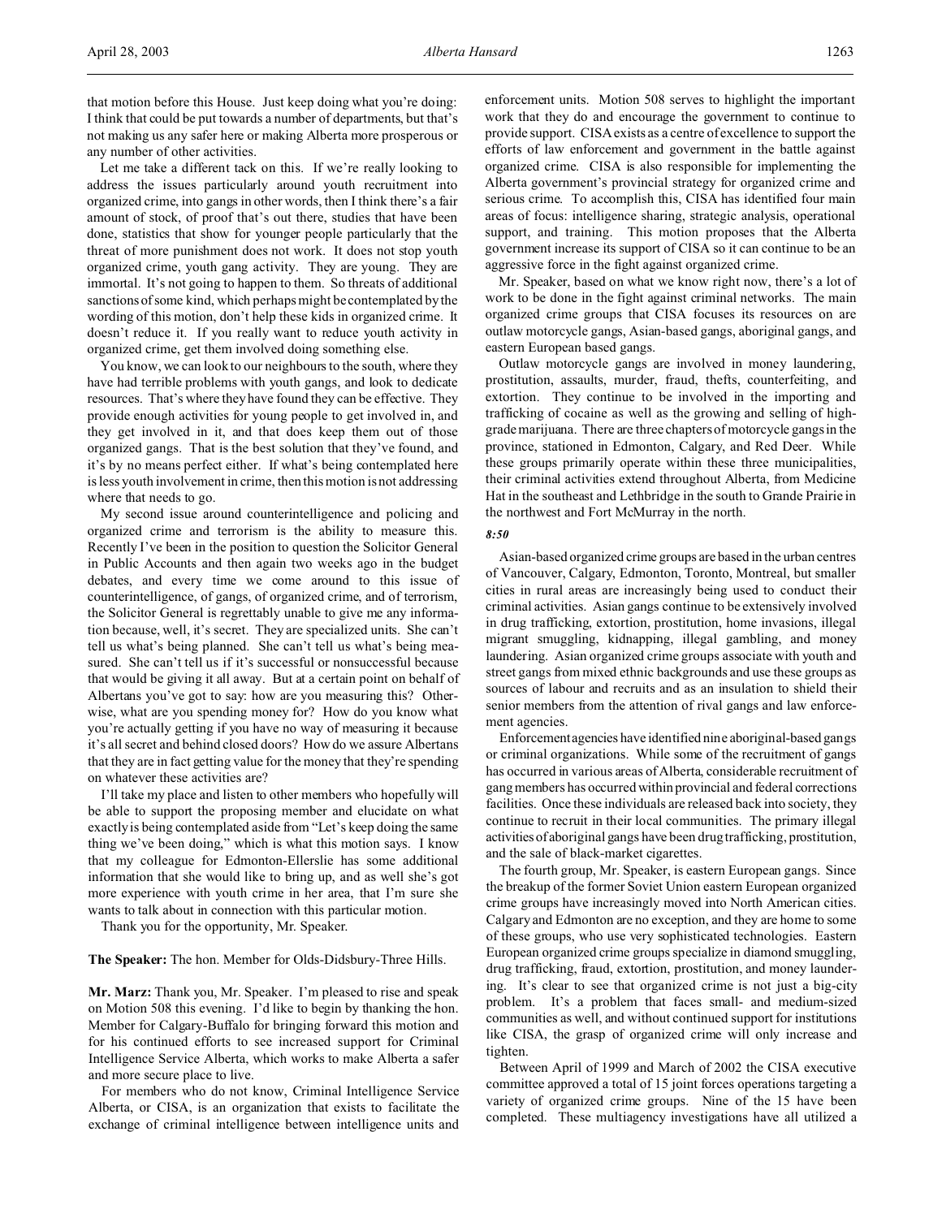that motion before this House. Just keep doing what you're doing: I think that could be put towards a number of departments, but that's not making us any safer here or making Alberta more prosperous or any number of other activities.

Let me take a different tack on this. If we're really looking to address the issues particularly around youth recruitment into organized crime, into gangs in other words, then I think there's a fair amount of stock, of proof that's out there, studies that have been done, statistics that show for younger people particularly that the threat of more punishment does not work. It does not stop youth organized crime, youth gang activity. They are young. They are immortal. It's not going to happen to them. So threats of additional sanctions of some kind, which perhaps might be contemplated by the wording of this motion, don't help these kids in organized crime. It doesn't reduce it. If you really want to reduce youth activity in organized crime, get them involved doing something else.

You know, we can look to our neighbours to the south, where they have had terrible problems with youth gangs, and look to dedicate resources. That's where they have found they can be effective. They provide enough activities for young people to get involved in, and they get involved in it, and that does keep them out of those organized gangs. That is the best solution that they've found, and it's by no means perfect either. If what's being contemplated here is less youth involvement in crime, then this motion is not addressing where that needs to go.

My second issue around counterintelligence and policing and organized crime and terrorism is the ability to measure this. Recently I've been in the position to question the Solicitor General in Public Accounts and then again two weeks ago in the budget debates, and every time we come around to this issue of counterintelligence, of gangs, of organized crime, and of terrorism, the Solicitor General is regrettably unable to give me any information because, well, it's secret. They are specialized units. She can't tell us what's being planned. She can't tell us what's being measured. She can't tell us if it's successful or nonsuccessful because that would be giving it all away. But at a certain point on behalf of Albertans you've got to say: how are you measuring this? Otherwise, what are you spending money for? How do you know what you're actually getting if you have no way of measuring it because it's all secret and behind closed doors? How do we assure Albertans that they are in fact getting value for the money that they're spending on whatever these activities are?

I'll take my place and listen to other members who hopefully will be able to support the proposing member and elucidate on what exactly is being contemplated aside from "Let's keep doing the same thing we've been doing," which is what this motion says. I know that my colleague for Edmonton-Ellerslie has some additional information that she would like to bring up, and as well she's got more experience with youth crime in her area, that I'm sure she wants to talk about in connection with this particular motion.

Thank you for the opportunity, Mr. Speaker.

**The Speaker:** The hon. Member for Olds-Didsbury-Three Hills.

**Mr. Marz:** Thank you, Mr. Speaker. I'm pleased to rise and speak on Motion 508 this evening. I'd like to begin by thanking the hon. Member for Calgary-Buffalo for bringing forward this motion and for his continued efforts to see increased support for Criminal Intelligence Service Alberta, which works to make Alberta a safer and more secure place to live.

For members who do not know, Criminal Intelligence Service Alberta, or CISA, is an organization that exists to facilitate the exchange of criminal intelligence between intelligence units and enforcement units. Motion 508 serves to highlight the important work that they do and encourage the government to continue to provide support. CISA exists as a centre of excellence to support the efforts of law enforcement and government in the battle against organized crime. CISA is also responsible for implementing the Alberta government's provincial strategy for organized crime and serious crime. To accomplish this, CISA has identified four main areas of focus: intelligence sharing, strategic analysis, operational support, and training. This motion proposes that the Alberta government increase its support of CISA so it can continue to be an aggressive force in the fight against organized crime.

Mr. Speaker, based on what we know right now, there's a lot of work to be done in the fight against criminal networks. The main organized crime groups that CISA focuses its resources on are outlaw motorcycle gangs, Asian-based gangs, aboriginal gangs, and eastern European based gangs.

Outlaw motorcycle gangs are involved in money laundering, prostitution, assaults, murder, fraud, thefts, counterfeiting, and extortion. They continue to be involved in the importing and trafficking of cocaine as well as the growing and selling of high-grade marijuana. There are three chapters of motorcycle gangs in the province, stationed in Edmonton, Calgary, and Red Deer. While these groups primarily operate within these three municipalities, their criminal activities extend throughout Alberta, from Medicine Hat in the southeast and Lethbridge in the south to Grande Prairie in the northwest and Fort McMurray in the north.

*8:50*

Asian-based organized crime groups are based in the urban centres of Vancouver, Calgary, Edmonton, Toronto, Montreal, but smaller cities in rural areas are increasingly being used to conduct their criminal activities. Asian gangs continue to be extensively involved in drug trafficking, extortion, prostitution, home invasions, illegal migrant smuggling, kidnapping, illegal gambling, and money laundering. Asian organized crime groups associate with youth and street gangs from mixed ethnic backgrounds and use these groups as sources of labour and recruits and as an insulation to shield their senior members from the attention of rival gangs and law enforcement agencies.

Enforcement agencies have identified nine aboriginal-based gangs or criminal organizations. While some of the recruitment of gangs has occurred in various areas of Alberta, considerable recruitment of gang members has occurred within provincial and federal corrections facilities. Once these individuals are released back into society, they continue to recruit in their local communities. The primary illegal activities of aboriginal gangs have been drug trafficking, prostitution, and the sale of black-market cigarettes.

The fourth group, Mr. Speaker, is eastern European gangs. Since the breakup of the former Soviet Union eastern European organized crime groups have increasingly moved into North American cities. Calgary and Edmonton are no exception, and they are home to some of these groups, who use very sophisticated technologies. Eastern European organized crime groups specialize in diamond smuggling, drug trafficking, fraud, extortion, prostitution, and money laundering. It's clear to see that organized crime is not just a big-city problem. It's a problem that faces small- and medium-sized communities as well, and without continued support for institutions like CISA, the grasp of organized crime will only increase and tighten.

Between April of 1999 and March of 2002 the CISA executive committee approved a total of 15 joint forces operations targeting a variety of organized crime groups. Nine of the 15 have been completed. These multiagency investigations have all utilized a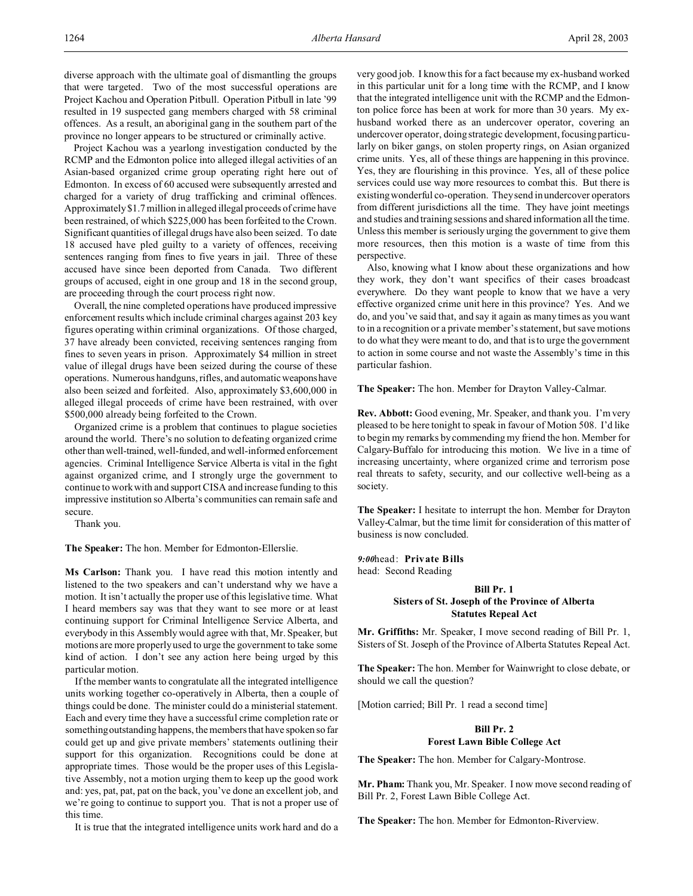diverse approach with the ultimate goal of dismantling the groups that were targeted. Two of the most successful operations are Project Kachou and Operation Pitbull. Operation Pitbull in late '99 resulted in 19 suspected gang members charged with 58 criminal offences. As a result, an aboriginal gang in the southern part of the province no longer appears to be structured or criminally active.

Project Kachou was a yearlong investigation conducted by the RCMP and the Edmonton police into alleged illegal activities of an Asian-based organized crime group operating right here out of Edmonton. In excess of 60 accused were subsequently arrested and charged for a variety of drug trafficking and criminal offences. Approximately $1.7 million in alleged illegal proceeds of crime have been restrained, of which $225,000 has been forfeited to the Crown. Significant quantities of illegal drugs have also been seized. To date 18 accused have pled guilty to a variety of offences, receiving sentences ranging from fines to five years in jail. Three of these accused have since been deported from Canada. Two different groups of accused, eight in one group and 18 in the second group, are proceeding through the court process right now.

Overall, the nine completed operations have produced impressive enforcement results which include criminal charges against 203 key figures operating within criminal organizations. Of those charged, 37 have already been convicted, receiving sentences ranging from fines to seven years in prison. Approximately $4 million in street value of illegal drugs have been seized during the course of these operations. Numerous handguns, rifles, and automatic weapons have also been seized and forfeited. Also, approximately $3,600,000 in alleged illegal proceeds of crime have been restrained, with over $500,000 already being forfeited to the Crown.

Organized crime is a problem that continues to plague societies around the world. There's no solution to defeating organized crime other than well-trained, well-funded, and well-informed enforcement agencies. Criminal Intelligence Service Alberta is vital in the fight against organized crime, and I strongly urge the government to continue to work with and support CISA and increase funding to this impressive institution so Alberta's communities can remain safe and secure.

Thank you.

**The Speaker:** The hon. Member for Edmonton-Ellerslie.

**Ms Carlson:** Thank you. I have read this motion intently and listened to the two speakers and can't understand why we have a motion. It isn't actually the proper use of this legislative time. What I heard members say was that they want to see more or at least continuing support for Criminal Intelligence Service Alberta, and everybody in this Assembly would agree with that, Mr. Speaker, but motions are more properly used to urge the government to take some kind of action. I don't see any action here being urged by this particular motion.

If the member wants to congratulate all the integrated intelligence units working together co-operatively in Alberta, then a couple of things could be done. The minister could do a ministerial statement. Each and every time they have a successful crime completion rate or something outstanding happens, the members that have spoken so far could get up and give private members' statements outlining their support for this organization. Recognitions could be done at appropriate times. Those would be the proper uses of this Legislative Assembly, not a motion urging them to keep up the good work and: yes, pat, pat, pat on the back, you've done an excellent job, and we're going to continue to support you. That is not a proper use of this time.

It is true that the integrated intelligence units work hard and do a very good job. I know this for a fact because my ex-husband worked in this particular unit for a long time with the RCMP, and I know that the integrated intelligence unit with the RCMP and the Edmonton police force has been at work for more than 30 years. My ex-husband worked there as an undercover operator, covering an undercover operator, doing strategic development, focusing particularly on biker gangs, on stolen property rings, on Asian organized crime units. Yes, all of these things are happening in this province. Yes, they are flourishing in this province. Yes, all of these police services could use way more resources to combat this. But there is existing wonderful co-operation. They send in undercover operators from different jurisdictions all the time. They have joint meetings and studies and training sessions and shared information all the time. Unless this member is seriously urging the government to give them more resources, then this motion is a waste of time from this perspective.

Also, knowing what I know about these organizations and how they work, they don't want specifics of their cases broadcast everywhere. Do they want people to know that we have a very effective organized crime unit here in this province? Yes. And we do, and you've said that, and say it again as many times as you want to in a recognition or a private member's statement, but save motions to do what they were meant to do, and that is to urge the government to action in some course and not waste the Assembly's time in this particular fashion.

**The Speaker:** The hon. Member for Drayton Valley-Calmar.

**Rev. Abbott:** Good evening, Mr. Speaker, and thank you. I'm very pleased to be here tonight to speak in favour of Motion 508. I'd like to begin my remarks by commending my friend the hon. Member for Calgary-Buffalo for introducing this motion. We live in a time of increasing uncertainty, where organized crime and terrorism pose real threats to safety, security, and our collective well-being as a society.

**The Speaker:** I hesitate to interrupt the hon. Member for Drayton Valley-Calmar, but the time limit for consideration of this matter of business is now concluded.

*9:00* head: **Private Bills**
head: Second Reading

### Bill Pr. 1
### Sisters of St. Joseph of the Province of Alberta Statutes Repeal Act

**Mr. Griffiths:** Mr. Speaker, I move second reading of Bill Pr. 1, Sisters of St. Joseph of the Province of Alberta Statutes Repeal Act.

**The Speaker:** The hon. Member for Wainwright to close debate, or should we call the question?

[Motion carried; Bill Pr. 1 read a second time]

### Bill Pr. 2
### Forest Lawn Bible College Act

**The Speaker:** The hon. Member for Calgary-Montrose.

**Mr. Pham:** Thank you, Mr. Speaker. I now move second reading of Bill Pr. 2, Forest Lawn Bible College Act.

**The Speaker:** The hon. Member for Edmonton-Riverview.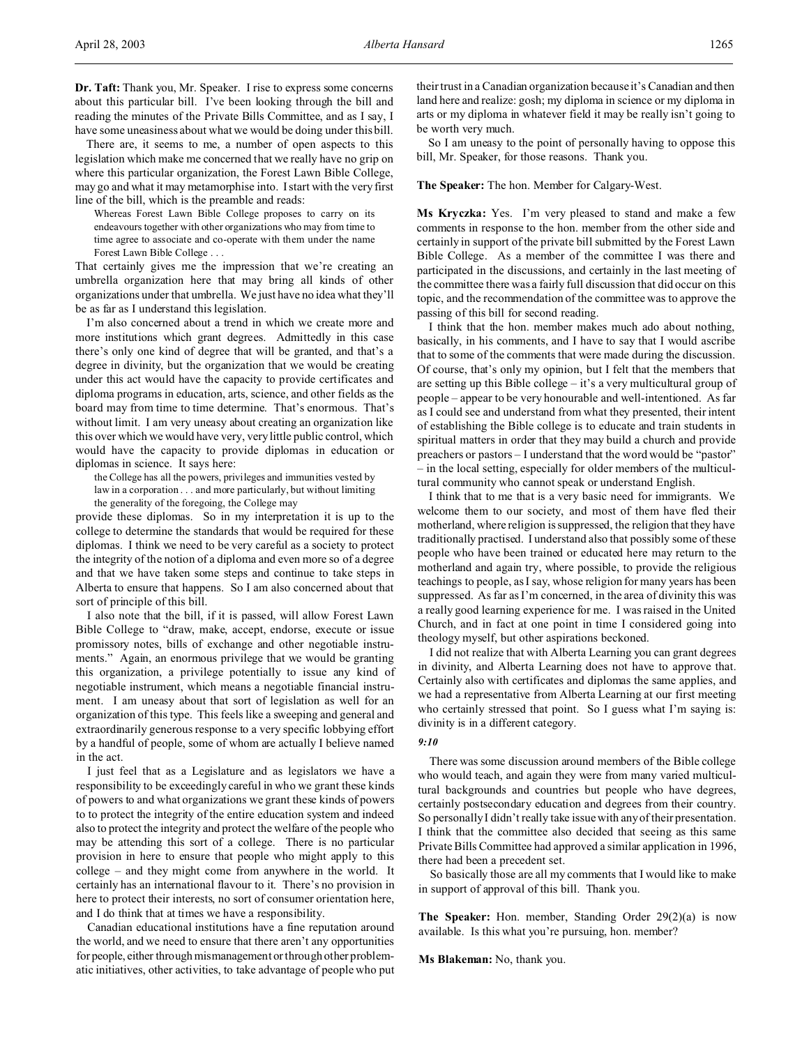**Dr. Taft:** Thank you, Mr. Speaker. I rise to express some concerns about this particular bill. I've been looking through the bill and reading the minutes of the Private Bills Committee, and as I say, I have some uneasiness about what we would be doing under this bill.

There are, it seems to me, a number of open aspects to this legislation which make me concerned that we really have no grip on where this particular organization, the Forest Lawn Bible College, may go and what it may metamorphise into. I start with the very first line of the bill, which is the preamble and reads:

> Whereas Forest Lawn Bible College proposes to carry on its endeavours together with other organizations who may from time to time agree to associate and co-operate with them under the name Forest Lawn Bible College . . .

That certainly gives me the impression that we're creating an umbrella organization here that may bring all kinds of other organizations under that umbrella. We just have no idea what they'll be as far as I understand this legislation.

I'm also concerned about a trend in which we create more and more institutions which grant degrees. Admittedly in this case there's only one kind of degree that will be granted, and that's a degree in divinity, but the organization that we would be creating under this act would have the capacity to provide certificates and diploma programs in education, arts, science, and other fields as the board may from time to time determine. That's enormous. That's without limit. I am very uneasy about creating an organization like this over which we would have very, very little public control, which would have the capacity to provide diplomas in education or diplomas in science. It says here:

> the College has all the powers, privileges and immunities vested by law in a corporation . . . and more particularly, but without limiting the generality of the foregoing, the College may

provide these diplomas. So in my interpretation it is up to the college to determine the standards that would be required for these diplomas. I think we need to be very careful as a society to protect the integrity of the notion of a diploma and even more so of a degree and that we have taken some steps and continue to take steps in Alberta to ensure that happens. So I am also concerned about that sort of principle of this bill.

I also note that the bill, if it is passed, will allow Forest Lawn Bible College to "draw, make, accept, endorse, execute or issue promissory notes, bills of exchange and other negotiable instruments." Again, an enormous privilege that we would be granting this organization, a privilege potentially to issue any kind of negotiable instrument, which means a negotiable financial instrument. I am uneasy about that sort of legislation as well for an organization of this type. This feels like a sweeping and general and extraordinarily generous response to a very specific lobbying effort by a handful of people, some of whom are actually I believe named in the act.

I just feel that as a Legislature and as legislators we have a responsibility to be exceedingly careful in who we grant these kinds of powers to and what organizations we grant these kinds of powers to to protect the integrity of the entire education system and indeed also to protect the integrity and protect the welfare of the people who may be attending this sort of a college. There is no particular provision in here to ensure that people who might apply to this college – and they might come from anywhere in the world. It certainly has an international flavour to it. There's no provision in here to protect their interests, no sort of consumer orientation here, and I do think that at times we have a responsibility.

Canadian educational institutions have a fine reputation around the world, and we need to ensure that there aren't any opportunities for people, either through mismanagement or through other problematic initiatives, other activities, to take advantage of people who put their trust in a Canadian organization because it's Canadian and then land here and realize: gosh; my diploma in science or my diploma in arts or my diploma in whatever field it may be really isn't going to be worth very much.

So I am uneasy to the point of personally having to oppose this bill, Mr. Speaker, for those reasons. Thank you.

**The Speaker:** The hon. Member for Calgary-West.

**Ms Kryczka:** Yes. I'm very pleased to stand and make a few comments in response to the hon. member from the other side and certainly in support of the private bill submitted by the Forest Lawn Bible College. As a member of the committee I was there and participated in the discussions, and certainly in the last meeting of the committee there was a fairly full discussion that did occur on this topic, and the recommendation of the committee was to approve the passing of this bill for second reading.

I think that the hon. member makes much ado about nothing, basically, in his comments, and I have to say that I would ascribe that to some of the comments that were made during the discussion. Of course, that's only my opinion, but I felt that the members that are setting up this Bible college – it's a very multicultural group of people – appear to be very honourable and well-intentioned. As far as I could see and understand from what they presented, their intent of establishing the Bible college is to educate and train students in spiritual matters in order that they may build a church and provide preachers or pastors – I understand that the word would be "pastor" – in the local setting, especially for older members of the multicultural community who cannot speak or understand English.

I think that to me that is a very basic need for immigrants. We welcome them to our society, and most of them have fled their motherland, where religion is suppressed, the religion that they have traditionally practised. I understand also that possibly some of these people who have been trained or educated here may return to the motherland and again try, where possible, to provide the religious teachings to people, as I say, whose religion for many years has been suppressed. As far as I'm concerned, in the area of divinity this was a really good learning experience for me. I was raised in the United Church, and in fact at one point in time I considered going into theology myself, but other aspirations beckoned.

I did not realize that with Alberta Learning you can grant degrees in divinity, and Alberta Learning does not have to approve that. Certainly also with certificates and diplomas the same applies, and we had a representative from Alberta Learning at our first meeting who certainly stressed that point. So I guess what I'm saying is: divinity is in a different category.

*9:10*

There was some discussion around members of the Bible college who would teach, and again they were from many varied multicultural backgrounds and countries but people who have degrees, certainly postsecondary education and degrees from their country. So personally I didn't really take issue with any of their presentation. I think that the committee also decided that seeing as this same Private Bills Committee had approved a similar application in 1996, there had been a precedent set.

So basically those are all my comments that I would like to make in support of approval of this bill. Thank you.

**The Speaker:** Hon. member, Standing Order 29(2)(a) is now available. Is this what you're pursuing, hon. member?

**Ms Blakeman:** No, thank you.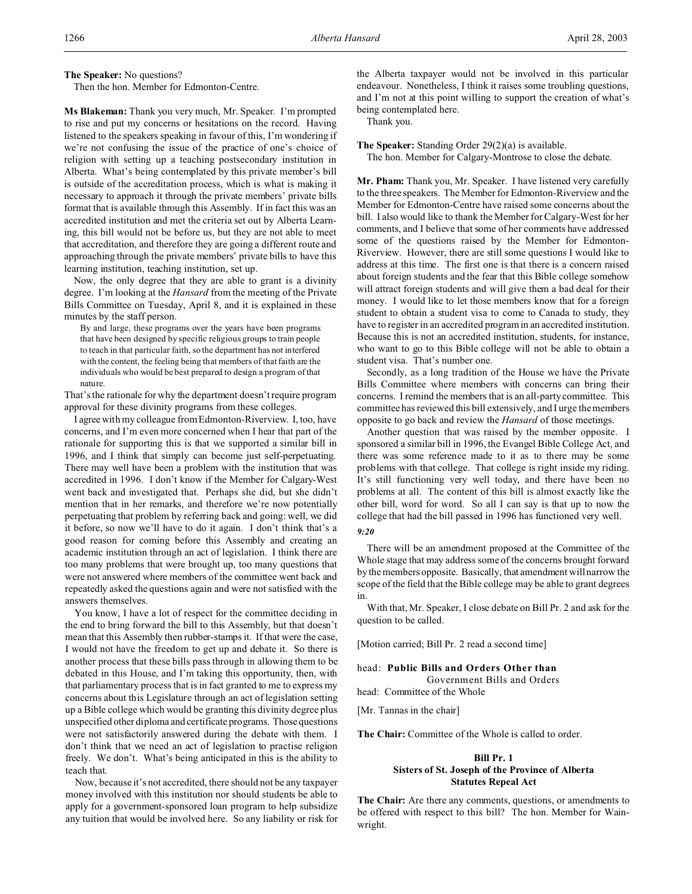**The Speaker:** No questions?

Then the hon. Member for Edmonton-Centre.

**Ms Blakeman:** Thank you very much, Mr. Speaker. I'm prompted to rise and put my concerns or hesitations on the record. Having listened to the speakers speaking in favour of this, I'm wondering if we're not confusing the issue of the practice of one's choice of religion with setting up a teaching postsecondary institution in Alberta. What's being contemplated by this private member's bill is outside of the accreditation process, which is what is making it necessary to approach it through the private members' private bills format that is available through this Assembly. If in fact this was an accredited institution and met the criteria set out by Alberta Learning, this bill would not be before us, but they are not able to meet that accreditation, and therefore they are going a different route and approaching through the private members' private bills to have this learning institution, teaching institution, set up.

Now, the only degree that they are able to grant is a divinity degree. I'm looking at the *Hansard* from the meeting of the Private Bills Committee on Tuesday, April 8, and it is explained in these minutes by the staff person.

> By and large, these programs over the years have been programs that have been designed by specific religious groups to train people to teach in that particular faith, so the department has not interfered with the content, the feeling being that members of that faith are the individuals who would be best prepared to design a program of that nature.

That's the rationale for why the department doesn't require program approval for these divinity programs from these colleges.

I agree with my colleague from Edmonton-Riverview. I, too, have concerns, and I'm even more concerned when I hear that part of the rationale for supporting this is that we supported a similar bill in 1996, and I think that simply can become just self-perpetuating. There may well have been a problem with the institution that was accredited in 1996. I don't know if the Member for Calgary-West went back and investigated that. Perhaps she did, but she didn't mention that in her remarks, and therefore we're now potentially perpetuating that problem by referring back and going: well, we did it before, so now we'll have to do it again. I don't think that's a good reason for coming before this Assembly and creating an academic institution through an act of legislation. I think there are too many problems that were brought up, too many questions that were not answered where members of the committee went back and repeatedly asked the questions again and were not satisfied with the answers themselves.

You know, I have a lot of respect for the committee deciding in the end to bring forward the bill to this Assembly, but that doesn't mean that this Assembly then rubber-stamps it. If that were the case, I would not have the freedom to get up and debate it. So there is another process that these bills pass through in allowing them to be debated in this House, and I'm taking this opportunity, then, with that parliamentary process that is in fact granted to me to express my concerns about this Legislature through an act of legislation setting up a Bible college which would be granting this divinity degree plus unspecified other diploma and certificate programs. Those questions were not satisfactorily answered during the debate with them. I don't think that we need an act of legislation to practise religion freely. We don't. What's being anticipated in this is the ability to teach that.

Now, because it's not accredited, there should not be any taxpayer money involved with this institution nor should students be able to apply for a government-sponsored loan program to help subsidize any tuition that would be involved here. So any liability or risk for the Alberta taxpayer would not be involved in this particular endeavour. Nonetheless, I think it raises some troubling questions, and I'm not at this point willing to support the creation of what's being contemplated here.

Thank you.

**The Speaker:** Standing Order 29(2)(a) is available.

The hon. Member for Calgary-Montrose to close the debate.

**Mr. Pham:** Thank you, Mr. Speaker. I have listened very carefully to the three speakers. The Member for Edmonton-Riverview and the Member for Edmonton-Centre have raised some concerns about the bill. I also would like to thank the Member for Calgary-West for her comments, and I believe that some of her comments have addressed some of the questions raised by the Member for Edmonton-Riverview. However, there are still some questions I would like to address at this time. The first one is that there is a concern raised about foreign students and the fear that this Bible college somehow will attract foreign students and will give them a bad deal for their money. I would like to let those members know that for a foreign student to obtain a student visa to come to Canada to study, they have to register in an accredited program in an accredited institution. Because this is not an accredited institution, students, for instance, who want to go to this Bible college will not be able to obtain a student visa. That's number one.

Secondly, as a long tradition of the House we have the Private Bills Committee where members with concerns can bring their concerns. I remind the members that is an all-party committee. This committee has reviewed this bill extensively, and I urge the members opposite to go back and review the *Hansard* of those meetings.

Another question that was raised by the member opposite. I sponsored a similar bill in 1996, the Evangel Bible College Act, and there was some reference made to it as to there may be some problems with that college. That college is right inside my riding. It's still functioning very well today, and there have been no problems at all. The content of this bill is almost exactly like the other bill, word for word. So all I can say is that up to now the college that had the bill passed in 1996 has functioned very well.

*9:20*

There will be an amendment proposed at the Committee of the Whole stage that may address some of the concerns brought forward by the members opposite. Basically, that amendment will narrow the scope of the field that the Bible college may be able to grant degrees in.

With that, Mr. Speaker, I close debate on Bill Pr. 2 and ask for the question to be called.

[Motion carried; Bill Pr. 2 read a second time]

head: **Public Bills and Orders Other than Government Bills and Orders**
head: Committee of the Whole

[Mr. Tannas in the chair]

**The Chair:** Committee of the Whole is called to order.

### Bill Pr. 1
### Sisters of St. Joseph of the Province of Alberta Statutes Repeal Act

**The Chair:** Are there any comments, questions, or amendments to be offered with respect to this bill? The hon. Member for Wainwright.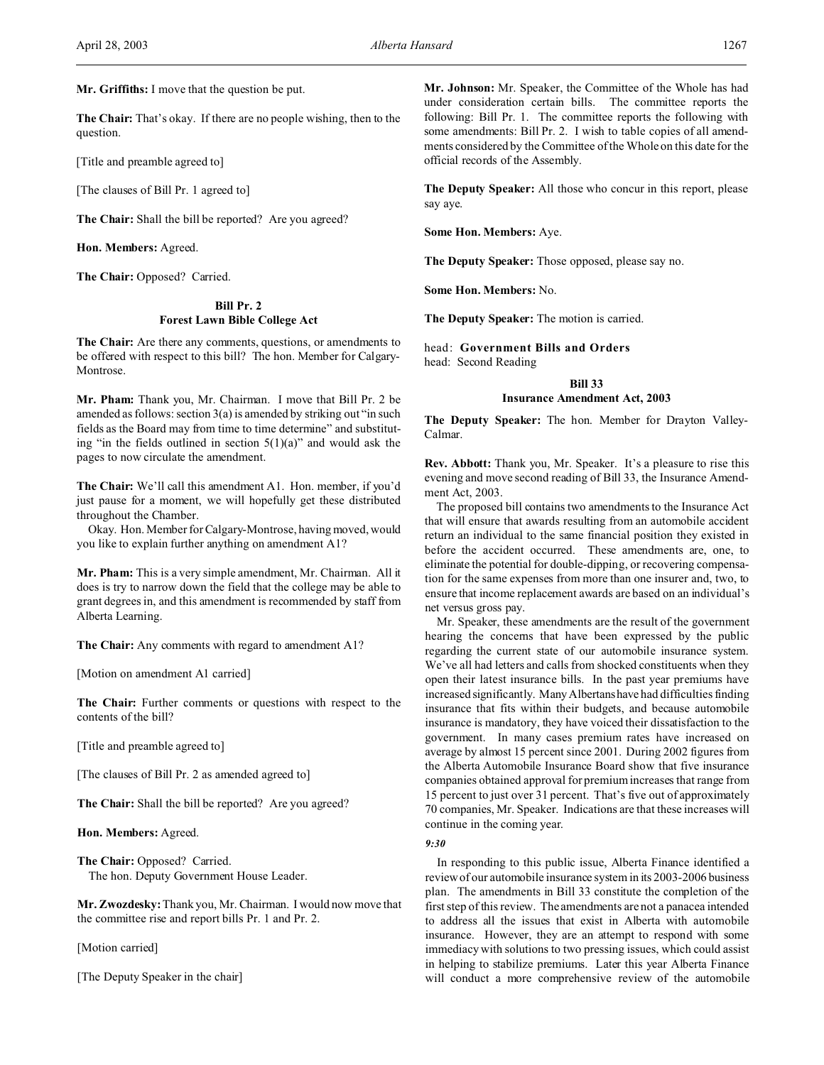**Mr. Griffiths:** I move that the question be put.

**The Chair:** That's okay. If there are no people wishing, then to the question.

[Title and preamble agreed to]

[The clauses of Bill Pr. 1 agreed to]

**The Chair:** Shall the bill be reported? Are you agreed?

**Hon. Members:** Agreed.

**The Chair:** Opposed? Carried.

### Bill Pr. 2
### Forest Lawn Bible College Act

**The Chair:** Are there any comments, questions, or amendments to be offered with respect to this bill? The hon. Member for Calgary-Montrose.

**Mr. Pham:** Thank you, Mr. Chairman. I move that Bill Pr. 2 be amended as follows: section 3(a) is amended by striking out "in such fields as the Board may from time to time determine" and substituting "in the fields outlined in section 5(1)(a)" and would ask the pages to now circulate the amendment.

**The Chair:** We'll call this amendment A1. Hon. member, if you'd just pause for a moment, we will hopefully get these distributed throughout the Chamber.

Okay. Hon. Member for Calgary-Montrose, having moved, would you like to explain further anything on amendment A1?

**Mr. Pham:** This is a very simple amendment, Mr. Chairman. All it does is try to narrow down the field that the college may be able to grant degrees in, and this amendment is recommended by staff from Alberta Learning.

**The Chair:** Any comments with regard to amendment A1?

[Motion on amendment A1 carried]

**The Chair:** Further comments or questions with respect to the contents of the bill?

[Title and preamble agreed to]

[The clauses of Bill Pr. 2 as amended agreed to]

**The Chair:** Shall the bill be reported? Are you agreed?

**Hon. Members:** Agreed.

**The Chair:** Opposed? Carried.

The hon. Deputy Government House Leader.

**Mr. Zwozdesky:** Thank you, Mr. Chairman. I would now move that the committee rise and report bills Pr. 1 and Pr. 2.

[Motion carried]

[The Deputy Speaker in the chair]

**Mr. Johnson:** Mr. Speaker, the Committee of the Whole has had under consideration certain bills. The committee reports the following: Bill Pr. 1. The committee reports the following with some amendments: Bill Pr. 2. I wish to table copies of all amendments considered by the Committee of the Whole on this date for the official records of the Assembly.

**The Deputy Speaker:** All those who concur in this report, please say aye.

**Some Hon. Members:** Aye.

**The Deputy Speaker:** Those opposed, please say no.

**Some Hon. Members:** No.

**The Deputy Speaker:** The motion is carried.

head: **Government Bills and Orders**
head: Second Reading

### Bill 33
### Insurance Amendment Act, 2003

**The Deputy Speaker:** The hon. Member for Drayton Valley-Calmar.

**Rev. Abbott:** Thank you, Mr. Speaker. It's a pleasure to rise this evening and move second reading of Bill 33, the Insurance Amendment Act, 2003.

The proposed bill contains two amendments to the Insurance Act that will ensure that awards resulting from an automobile accident return an individual to the same financial position they existed in before the accident occurred. These amendments are, one, to eliminate the potential for double-dipping, or recovering compensation for the same expenses from more than one insurer and, two, to ensure that income replacement awards are based on an individual's net versus gross pay.

Mr. Speaker, these amendments are the result of the government hearing the concerns that have been expressed by the public regarding the current state of our automobile insurance system. We've all had letters and calls from shocked constituents when they open their latest insurance bills. In the past year premiums have increased significantly. Many Albertans have had difficulties finding insurance that fits within their budgets, and because automobile insurance is mandatory, they have voiced their dissatisfaction to the government. In many cases premium rates have increased on average by almost 15 percent since 2001. During 2002 figures from the Alberta Automobile Insurance Board show that five insurance companies obtained approval for premium increases that range from 15 percent to just over 31 percent. That's five out of approximately 70 companies, Mr. Speaker. Indications are that these increases will continue in the coming year.

*9:30*

In responding to this public issue, Alberta Finance identified a review of our automobile insurance system in its 2003-2006 business plan. The amendments in Bill 33 constitute the completion of the first step of this review. The amendments are not a panacea intended to address all the issues that exist in Alberta with automobile insurance. However, they are an attempt to respond with some immediacy with solutions to two pressing issues, which could assist in helping to stabilize premiums. Later this year Alberta Finance will conduct a more comprehensive review of the automobile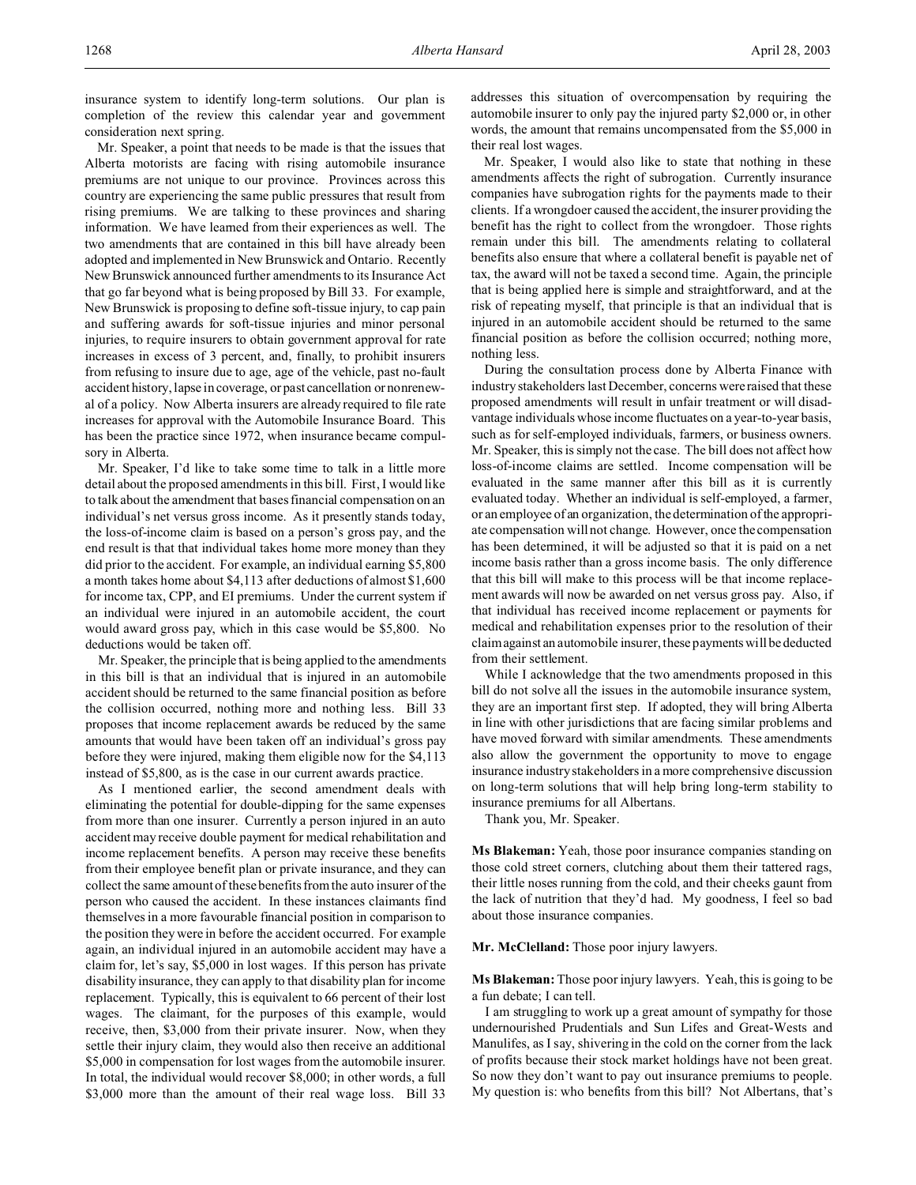insurance system to identify long-term solutions. Our plan is completion of the review this calendar year and government consideration next spring.

Mr. Speaker, a point that needs to be made is that the issues that Alberta motorists are facing with rising automobile insurance premiums are not unique to our province. Provinces across this country are experiencing the same public pressures that result from rising premiums. We are talking to these provinces and sharing information. We have learned from their experiences as well. The two amendments that are contained in this bill have already been adopted and implemented in New Brunswick and Ontario. Recently New Brunswick announced further amendments to its Insurance Act that go far beyond what is being proposed by Bill 33. For example, New Brunswick is proposing to define soft-tissue injury, to cap pain and suffering awards for soft-tissue injuries and minor personal injuries, to require insurers to obtain government approval for rate increases in excess of 3 percent, and, finally, to prohibit insurers from refusing to insure due to age, age of the vehicle, past no-fault accident history, lapse in coverage, or past cancellation or nonrenewal of a policy. Now Alberta insurers are already required to file rate increases for approval with the Automobile Insurance Board. This has been the practice since 1972, when insurance became compulsory in Alberta.

Mr. Speaker, I'd like to take some time to talk in a little more detail about the proposed amendments in this bill. First, I would like to talk about the amendment that bases financial compensation on an individual's net versus gross income. As it presently stands today, the loss-of-income claim is based on a person's gross pay, and the end result is that that individual takes home more money than they did prior to the accident. For example, an individual earning $5,800 a month takes home about $4,113 after deductions of almost $1,600 for income tax, CPP, and EI premiums. Under the current system if an individual were injured in an automobile accident, the court would award gross pay, which in this case would be $5,800. No deductions would be taken off.

Mr. Speaker, the principle that is being applied to the amendments in this bill is that an individual that is injured in an automobile accident should be returned to the same financial position as before the collision occurred, nothing more and nothing less. Bill 33 proposes that income replacement awards be reduced by the same amounts that would have been taken off an individual's gross pay before they were injured, making them eligible now for the $4,113 instead of $5,800, as is the case in our current awards practice.

As I mentioned earlier, the second amendment deals with eliminating the potential for double-dipping for the same expenses from more than one insurer. Currently a person injured in an auto accident may receive double payment for medical rehabilitation and income replacement benefits. A person may receive these benefits from their employee benefit plan or private insurance, and they can collect the same amount of these benefits from the auto insurer of the person who caused the accident. In these instances claimants find themselves in a more favourable financial position in comparison to the position they were in before the accident occurred. For example again, an individual injured in an automobile accident may have a claim for, let's say, $5,000 in lost wages. If this person has private disability insurance, they can apply to that disability plan for income replacement. Typically, this is equivalent to 66 percent of their lost wages. The claimant, for the purposes of this example, would receive, then, $3,000 from their private insurer. Now, when they settle their injury claim, they would also then receive an additional $5,000 in compensation for lost wages from the automobile insurer. In total, the individual would recover $8,000; in other words, a full $3,000 more than the amount of their real wage loss. Bill 33 addresses this situation of overcompensation by requiring the automobile insurer to only pay the injured party $2,000 or, in other words, the amount that remains uncompensated from the $5,000 in their real lost wages.

Mr. Speaker, I would also like to state that nothing in these amendments affects the right of subrogation. Currently insurance companies have subrogation rights for the payments made to their clients. If a wrongdoer caused the accident, the insurer providing the benefit has the right to collect from the wrongdoer. Those rights remain under this bill. The amendments relating to collateral benefits also ensure that where a collateral benefit is payable net of tax, the award will not be taxed a second time. Again, the principle that is being applied here is simple and straightforward, and at the risk of repeating myself, that principle is that an individual that is injured in an automobile accident should be returned to the same financial position as before the collision occurred; nothing more, nothing less.

During the consultation process done by Alberta Finance with industry stakeholders last December, concerns were raised that these proposed amendments will result in unfair treatment or will disadvantage individuals whose income fluctuates on a year-to-year basis, such as for self-employed individuals, farmers, or business owners. Mr. Speaker, this is simply not the case. The bill does not affect how loss-of-income claims are settled. Income compensation will be evaluated in the same manner after this bill as it is currently evaluated today. Whether an individual is self-employed, a farmer, or an employee of an organization, the determination of the appropriate compensation will not change. However, once the compensation has been determined, it will be adjusted so that it is paid on a net income basis rather than a gross income basis. The only difference that this bill will make to this process will be that income replacement awards will now be awarded on net versus gross pay. Also, if that individual has received income replacement or payments for medical and rehabilitation expenses prior to the resolution of their claim against an automobile insurer, these payments will be deducted from their settlement.

While I acknowledge that the two amendments proposed in this bill do not solve all the issues in the automobile insurance system, they are an important first step. If adopted, they will bring Alberta in line with other jurisdictions that are facing similar problems and have moved forward with similar amendments. These amendments also allow the government the opportunity to move to engage insurance industry stakeholders in a more comprehensive discussion on long-term solutions that will help bring long-term stability to insurance premiums for all Albertans.

Thank you, Mr. Speaker.

**Ms Blakeman:** Yeah, those poor insurance companies standing on those cold street corners, clutching about them their tattered rags, their little noses running from the cold, and their cheeks gaunt from the lack of nutrition that they'd had. My goodness, I feel so bad about those insurance companies.

**Mr. McClelland:** Those poor injury lawyers.

**Ms Blakeman:** Those poor injury lawyers. Yeah, this is going to be a fun debate; I can tell.

I am struggling to work up a great amount of sympathy for those undernourished Prudentials and Sun Lifes and Great-Wests and Manulifes, as I say, shivering in the cold on the corner from the lack of profits because their stock market holdings have not been great. So now they don't want to pay out insurance premiums to people. My question is: who benefits from this bill? Not Albertans, that's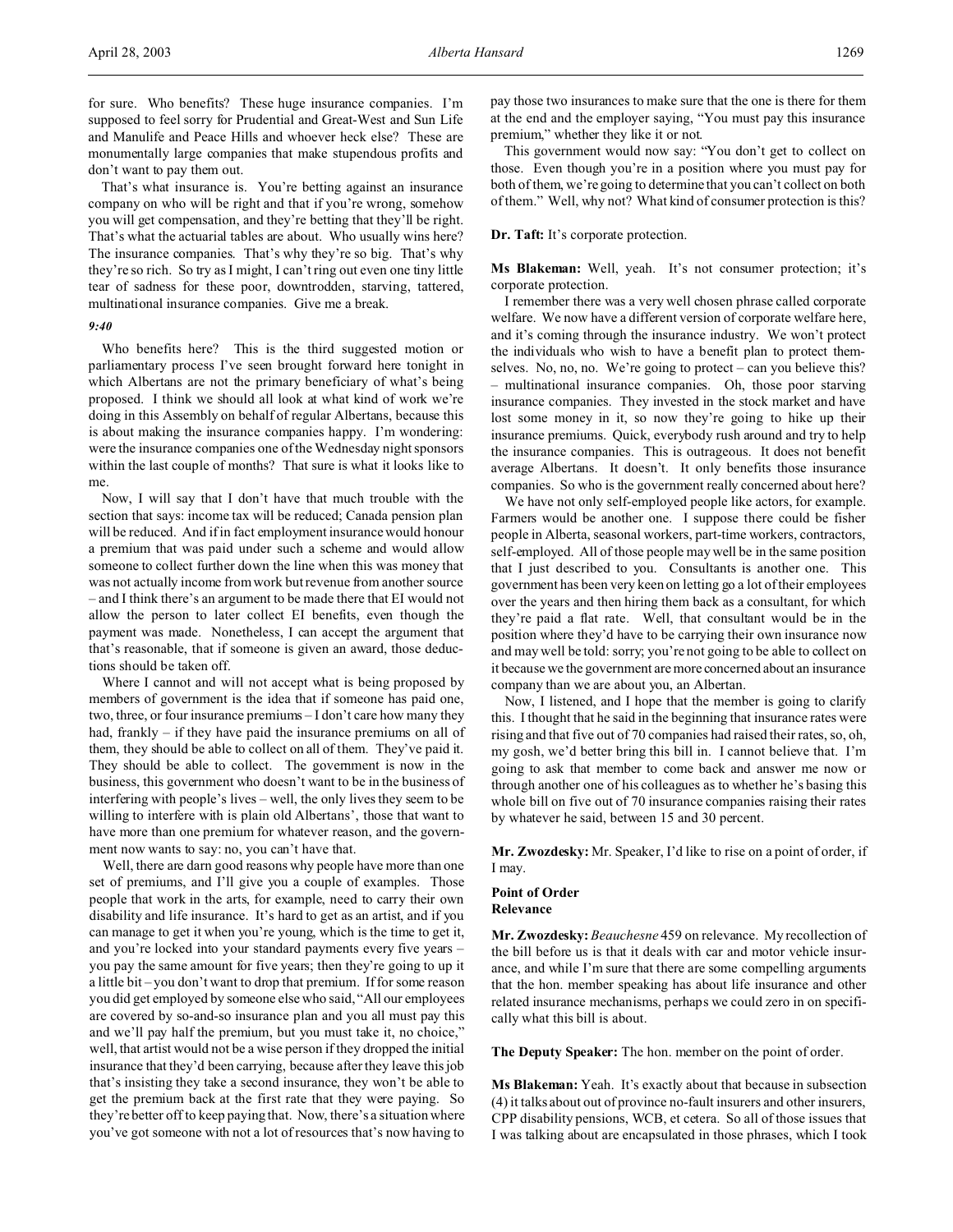for sure. Who benefits? These huge insurance companies. I'm supposed to feel sorry for Prudential and Great-West and Sun Life and Manulife and Peace Hills and whoever heck else? These are monumentally large companies that make stupendous profits and don't want to pay them out.

That's what insurance is. You're betting against an insurance company on who will be right and that if you're wrong, somehow you will get compensation, and they're betting that they'll be right. That's what the actuarial tables are about. Who usually wins here? The insurance companies. That's why they're so big. That's why they're so rich. So try as I might, I can't ring out even one tiny little tear of sadness for these poor, downtrodden, starving, tattered, multinational insurance companies. Give me a break.

*9:40*

Who benefits here? This is the third suggested motion or parliamentary process I've seen brought forward here tonight in which Albertans are not the primary beneficiary of what's being proposed. I think we should all look at what kind of work we're doing in this Assembly on behalf of regular Albertans, because this is about making the insurance companies happy. I'm wondering: were the insurance companies one of the Wednesday night sponsors within the last couple of months? That sure is what it looks like to me.

Now, I will say that I don't have that much trouble with the section that says: income tax will be reduced; Canada pension plan will be reduced. And if in fact employment insurance would honour a premium that was paid under such a scheme and would allow someone to collect further down the line when this was money that was not actually income from work but revenue from another source – and I think there's an argument to be made there that EI would not allow the person to later collect EI benefits, even though the payment was made. Nonetheless, I can accept the argument that that's reasonable, that if someone is given an award, those deductions should be taken off.

Where I cannot and will not accept what is being proposed by members of government is the idea that if someone has paid one, two, three, or four insurance premiums – I don't care how many they had, frankly – if they have paid the insurance premiums on all of them, they should be able to collect on all of them. They've paid it. They should be able to collect. The government is now in the business, this government who doesn't want to be in the business of interfering with people's lives – well, the only lives they seem to be willing to interfere with is plain old Albertans', those that want to have more than one premium for whatever reason, and the government now wants to say: no, you can't have that.

Well, there are darn good reasons why people have more than one set of premiums, and I'll give you a couple of examples. Those people that work in the arts, for example, need to carry their own disability and life insurance. It's hard to get as an artist, and if you can manage to get it when you're young, which is the time to get it, and you're locked into your standard payments every five years – you pay the same amount for five years; then they're going to up it a little bit – you don't want to drop that premium. If for some reason you did get employed by someone else who said, "All our employees are covered by so-and-so insurance plan and you all must pay this and we'll pay half the premium, but you must take it, no choice," well, that artist would not be a wise person if they dropped the initial insurance that they'd been carrying, because after they leave this job that's insisting they take a second insurance, they won't be able to get the premium back at the first rate that they were paying. So they're better off to keep paying that. Now, there's a situation where you've got someone with not a lot of resources that's now having to pay those two insurances to make sure that the one is there for them at the end and the employer saying, "You must pay this insurance premium," whether they like it or not.

This government would now say: "You don't get to collect on those. Even though you're in a position where you must pay for both of them, we're going to determine that you can't collect on both of them." Well, why not? What kind of consumer protection is this?

**Dr. Taft:** It's corporate protection.

**Ms Blakeman:** Well, yeah. It's not consumer protection; it's corporate protection.

I remember there was a very well chosen phrase called corporate welfare. We now have a different version of corporate welfare here, and it's coming through the insurance industry. We won't protect the individuals who wish to have a benefit plan to protect themselves. No, no, no. We're going to protect – can you believe this? – multinational insurance companies. Oh, those poor starving insurance companies. They invested in the stock market and have lost some money in it, so now they're going to hike up their insurance premiums. Quick, everybody rush around and try to help the insurance companies. This is outrageous. It does not benefit average Albertans. It doesn't. It only benefits those insurance companies. So who is the government really concerned about here?

We have not only self-employed people like actors, for example. Farmers would be another one. I suppose there could be fisher people in Alberta, seasonal workers, part-time workers, contractors, self-employed. All of those people may well be in the same position that I just described to you. Consultants is another one. This government has been very keen on letting go a lot of their employees over the years and then hiring them back as a consultant, for which they're paid a flat rate. Well, that consultant would be in the position where they'd have to be carrying their own insurance now and may well be told: sorry; you're not going to be able to collect on it because we the government are more concerned about an insurance company than we are about you, an Albertan.

Now, I listened, and I hope that the member is going to clarify this. I thought that he said in the beginning that insurance rates were rising and that five out of 70 companies had raised their rates, so, oh, my gosh, we'd better bring this bill in. I cannot believe that. I'm going to ask that member to come back and answer me now or through another one of his colleagues as to whether he's basing this whole bill on five out of 70 insurance companies raising their rates by whatever he said, between 15 and 30 percent.

**Mr. Zwozdesky:** Mr. Speaker, I'd like to rise on a point of order, if I may.

**Point of Order**
**Relevance**

**Mr. Zwozdesky:** *Beauchesne* 459 on relevance. My recollection of the bill before us is that it deals with car and motor vehicle insurance, and while I'm sure that there are some compelling arguments that the hon. member speaking has about life insurance and other related insurance mechanisms, perhaps we could zero in on specifically what this bill is about.

**The Deputy Speaker:** The hon. member on the point of order.

**Ms Blakeman:** Yeah. It's exactly about that because in subsection (4) it talks about out of province no-fault insurers and other insurers, CPP disability pensions, WCB, et cetera. So all of those issues that I was talking about are encapsulated in those phrases, which I took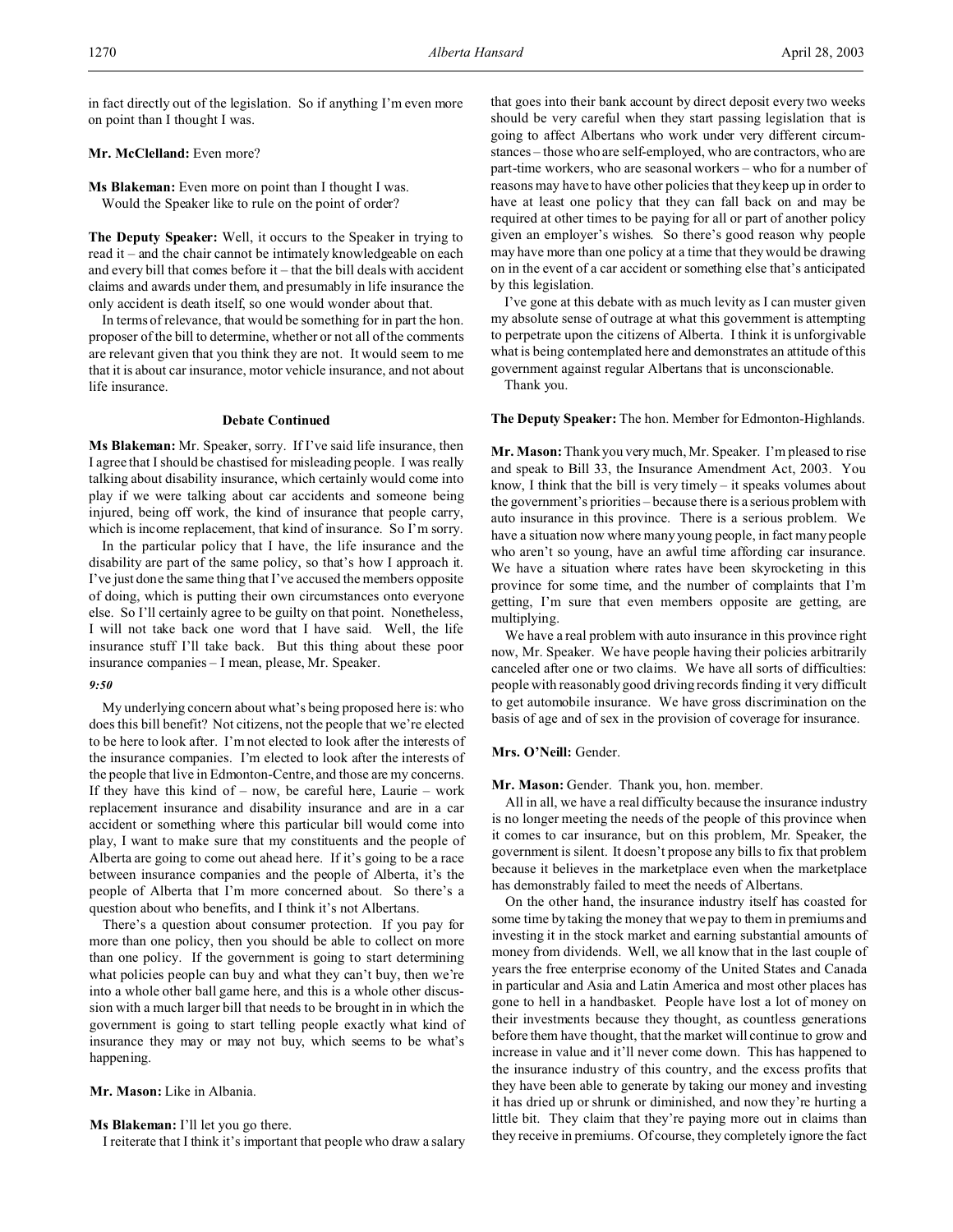in fact directly out of the legislation. So if anything I'm even more on point than I thought I was.

**Mr. McClelland:** Even more?

**Ms Blakeman:** Even more on point than I thought I was. Would the Speaker like to rule on the point of order?

**The Deputy Speaker:** Well, it occurs to the Speaker in trying to read it – and the chair cannot be intimately knowledgeable on each and every bill that comes before it – that the bill deals with accident claims and awards under them, and presumably in life insurance the only accident is death itself, so one would wonder about that.

In terms of relevance, that would be something for in part the hon. proposer of the bill to determine, whether or not all of the comments are relevant given that you think they are not. It would seem to me that it is about car insurance, motor vehicle insurance, and not about life insurance.

### Debate Continued

**Ms Blakeman:** Mr. Speaker, sorry. If I've said life insurance, then I agree that I should be chastised for misleading people. I was really talking about disability insurance, which certainly would come into play if we were talking about car accidents and someone being injured, being off work, the kind of insurance that people carry, which is income replacement, that kind of insurance. So I'm sorry.

In the particular policy that I have, the life insurance and the disability are part of the same policy, so that's how I approach it. I've just done the same thing that I've accused the members opposite of doing, which is putting their own circumstances onto everyone else. So I'll certainly agree to be guilty on that point. Nonetheless, I will not take back one word that I have said. Well, the life insurance stuff I'll take back. But this thing about these poor insurance companies – I mean, please, Mr. Speaker.

*9:50*

My underlying concern about what's being proposed here is: who does this bill benefit? Not citizens, not the people that we're elected to be here to look after. I'm not elected to look after the interests of the insurance companies. I'm elected to look after the interests of the people that live in Edmonton-Centre, and those are my concerns. If they have this kind of – now, be careful here, Laurie – work replacement insurance and disability insurance and are in a car accident or something where this particular bill would come into play, I want to make sure that my constituents and the people of Alberta are going to come out ahead here. If it's going to be a race between insurance companies and the people of Alberta, it's the people of Alberta that I'm more concerned about. So there's a question about who benefits, and I think it's not Albertans.

There's a question about consumer protection. If you pay for more than one policy, then you should be able to collect on more than one policy. If the government is going to start determining what policies people can buy and what they can't buy, then we're into a whole other ball game here, and this is a whole other discussion with a much larger bill that needs to be brought in in which the government is going to start telling people exactly what kind of insurance they may or may not buy, which seems to be what's happening.

**Mr. Mason:** Like in Albania.

**Ms Blakeman:** I'll let you go there.

I reiterate that I think it's important that people who draw a salary that goes into their bank account by direct deposit every two weeks should be very careful when they start passing legislation that is going to affect Albertans who work under very different circumstances – those who are self-employed, who are contractors, who are part-time workers, who are seasonal workers – who for a number of reasons may have to have other policies that they keep up in order to have at least one policy that they can fall back on and may be required at other times to be paying for all or part of another policy given an employer's wishes. So there's good reason why people may have more than one policy at a time that they would be drawing on in the event of a car accident or something else that's anticipated by this legislation.

I've gone at this debate with as much levity as I can muster given my absolute sense of outrage at what this government is attempting to perpetrate upon the citizens of Alberta. I think it is unforgivable what is being contemplated here and demonstrates an attitude of this government against regular Albertans that is unconscionable.

Thank you.

**The Deputy Speaker:** The hon. Member for Edmonton-Highlands.

**Mr. Mason:** Thank you very much, Mr. Speaker. I'm pleased to rise and speak to Bill 33, the Insurance Amendment Act, 2003. You know, I think that the bill is very timely – it speaks volumes about the government's priorities – because there is a serious problem with auto insurance in this province. There is a serious problem. We have a situation now where many young people, in fact many people who aren't so young, have an awful time affording car insurance. We have a situation where rates have been skyrocketing in this province for some time, and the number of complaints that I'm getting, I'm sure that even members opposite are getting, are multiplying.

We have a real problem with auto insurance in this province right now, Mr. Speaker. We have people having their policies arbitrarily canceled after one or two claims. We have all sorts of difficulties: people with reasonably good driving records finding it very difficult to get automobile insurance. We have gross discrimination on the basis of age and of sex in the provision of coverage for insurance.

**Mrs. O'Neill:** Gender.

**Mr. Mason:** Gender. Thank you, hon. member.

All in all, we have a real difficulty because the insurance industry is no longer meeting the needs of the people of this province when it comes to car insurance, but on this problem, Mr. Speaker, the government is silent. It doesn't propose any bills to fix that problem because it believes in the marketplace even when the marketplace has demonstrably failed to meet the needs of Albertans.

On the other hand, the insurance industry itself has coasted for some time by taking the money that we pay to them in premiums and investing it in the stock market and earning substantial amounts of money from dividends. Well, we all know that in the last couple of years the free enterprise economy of the United States and Canada in particular and Asia and Latin America and most other places has gone to hell in a handbasket. People have lost a lot of money on their investments because they thought, as countless generations before them have thought, that the market will continue to grow and increase in value and it'll never come down. This has happened to the insurance industry of this country, and the excess profits that they have been able to generate by taking our money and investing it has dried up or shrunk or diminished, and now they're hurting a little bit. They claim that they're paying more out in claims than they receive in premiums. Of course, they completely ignore the fact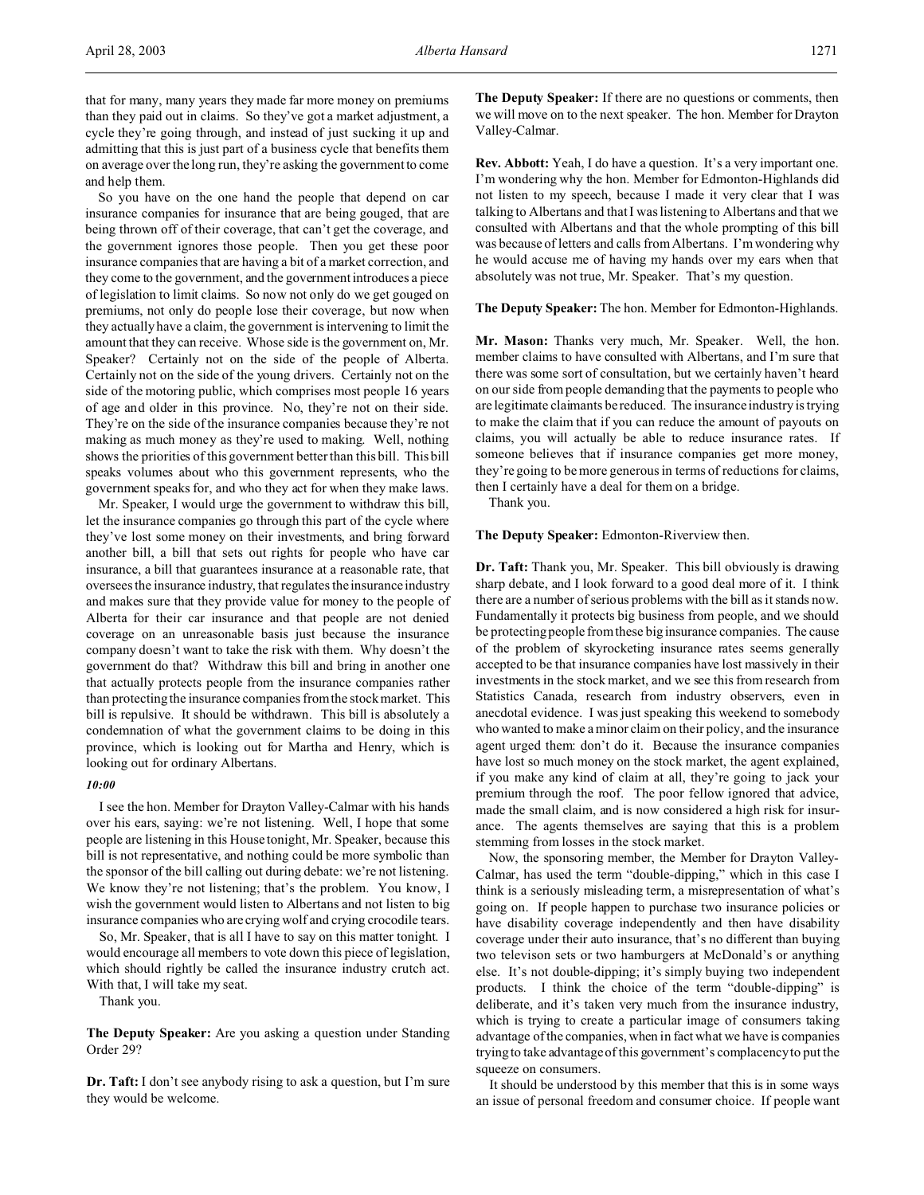that for many, many years they made far more money on premiums than they paid out in claims. So they've got a market adjustment, a cycle they're going through, and instead of just sucking it up and admitting that this is just part of a business cycle that benefits them on average over the long run, they're asking the government to come and help them.

So you have on the one hand the people that depend on car insurance companies for insurance that are being gouged, that are being thrown off of their coverage, that can't get the coverage, and the government ignores those people. Then you get these poor insurance companies that are having a bit of a market correction, and they come to the government, and the government introduces a piece of legislation to limit claims. So now not only do we get gouged on premiums, not only do people lose their coverage, but now when they actually have a claim, the government is intervening to limit the amount that they can receive. Whose side is the government on, Mr. Speaker? Certainly not on the side of the people of Alberta. Certainly not on the side of the young drivers. Certainly not on the side of the motoring public, which comprises most people 16 years of age and older in this province. No, they're not on their side. They're on the side of the insurance companies because they're not making as much money as they're used to making. Well, nothing shows the priorities of this government better than this bill. This bill speaks volumes about who this government represents, who the government speaks for, and who they act for when they make laws.

Mr. Speaker, I would urge the government to withdraw this bill, let the insurance companies go through this part of the cycle where they've lost some money on their investments, and bring forward another bill, a bill that sets out rights for people who have car insurance, a bill that guarantees insurance at a reasonable rate, that oversees the insurance industry, that regulates the insurance industry and makes sure that they provide value for money to the people of Alberta for their car insurance and that people are not denied coverage on an unreasonable basis just because the insurance company doesn't want to take the risk with them. Why doesn't the government do that? Withdraw this bill and bring in another one that actually protects people from the insurance companies rather than protecting the insurance companies from the stock market. This bill is repulsive. It should be withdrawn. This bill is absolutely a condemnation of what the government claims to be doing in this province, which is looking out for Martha and Henry, which is looking out for ordinary Albertans.

*10:00*

I see the hon. Member for Drayton Valley-Calmar with his hands over his ears, saying: we're not listening. Well, I hope that some people are listening in this House tonight, Mr. Speaker, because this bill is not representative, and nothing could be more symbolic than the sponsor of the bill calling out during debate: we're not listening. We know they're not listening; that's the problem. You know, I wish the government would listen to Albertans and not listen to big insurance companies who are crying wolf and crying crocodile tears.

So, Mr. Speaker, that is all I have to say on this matter tonight. I would encourage all members to vote down this piece of legislation, which should rightly be called the insurance industry crutch act. With that, I will take my seat.

Thank you.

**The Deputy Speaker:** Are you asking a question under Standing Order 29?

**Dr. Taft:** I don't see anybody rising to ask a question, but I'm sure they would be welcome.

**The Deputy Speaker:** If there are no questions or comments, then we will move on to the next speaker. The hon. Member for Drayton Valley-Calmar.

**Rev. Abbott:** Yeah, I do have a question. It's a very important one. I'm wondering why the hon. Member for Edmonton-Highlands did not listen to my speech, because I made it very clear that I was talking to Albertans and that I was listening to Albertans and that we consulted with Albertans and that the whole prompting of this bill was because of letters and calls from Albertans. I'm wondering why he would accuse me of having my hands over my ears when that absolutely was not true, Mr. Speaker. That's my question.

**The Deputy Speaker:** The hon. Member for Edmonton-Highlands.

**Mr. Mason:** Thanks very much, Mr. Speaker. Well, the hon. member claims to have consulted with Albertans, and I'm sure that there was some sort of consultation, but we certainly haven't heard on our side from people demanding that the payments to people who are legitimate claimants be reduced. The insurance industry is trying to make the claim that if you can reduce the amount of payouts on claims, you will actually be able to reduce insurance rates. If someone believes that if insurance companies get more money, they're going to be more generous in terms of reductions for claims, then I certainly have a deal for them on a bridge.

Thank you.

**The Deputy Speaker:** Edmonton-Riverview then.

**Dr. Taft:** Thank you, Mr. Speaker. This bill obviously is drawing sharp debate, and I look forward to a good deal more of it. I think there are a number of serious problems with the bill as it stands now. Fundamentally it protects big business from people, and we should be protecting people from these big insurance companies. The cause of the problem of skyrocketing insurance rates seems generally accepted to be that insurance companies have lost massively in their investments in the stock market, and we see this from research from Statistics Canada, research from industry observers, even in anecdotal evidence. I was just speaking this weekend to somebody who wanted to make a minor claim on their policy, and the insurance agent urged them: don't do it. Because the insurance companies have lost so much money on the stock market, the agent explained, if you make any kind of claim at all, they're going to jack your premium through the roof. The poor fellow ignored that advice, made the small claim, and is now considered a high risk for insurance. The agents themselves are saying that this is a problem stemming from losses in the stock market.

Now, the sponsoring member, the Member for Drayton Valley-Calmar, has used the term "double-dipping," which in this case I think is a seriously misleading term, a misrepresentation of what's going on. If people happen to purchase two insurance policies or have disability coverage independently and then have disability coverage under their auto insurance, that's no different than buying two televison sets or two hamburgers at McDonald's or anything else. It's not double-dipping; it's simply buying two independent products. I think the choice of the term "double-dipping" is deliberate, and it's taken very much from the insurance industry, which is trying to create a particular image of consumers taking advantage of the companies, when in fact what we have is companies trying to take advantage of this government's complacency to put the squeeze on consumers.

It should be understood by this member that this is in some ways an issue of personal freedom and consumer choice. If people want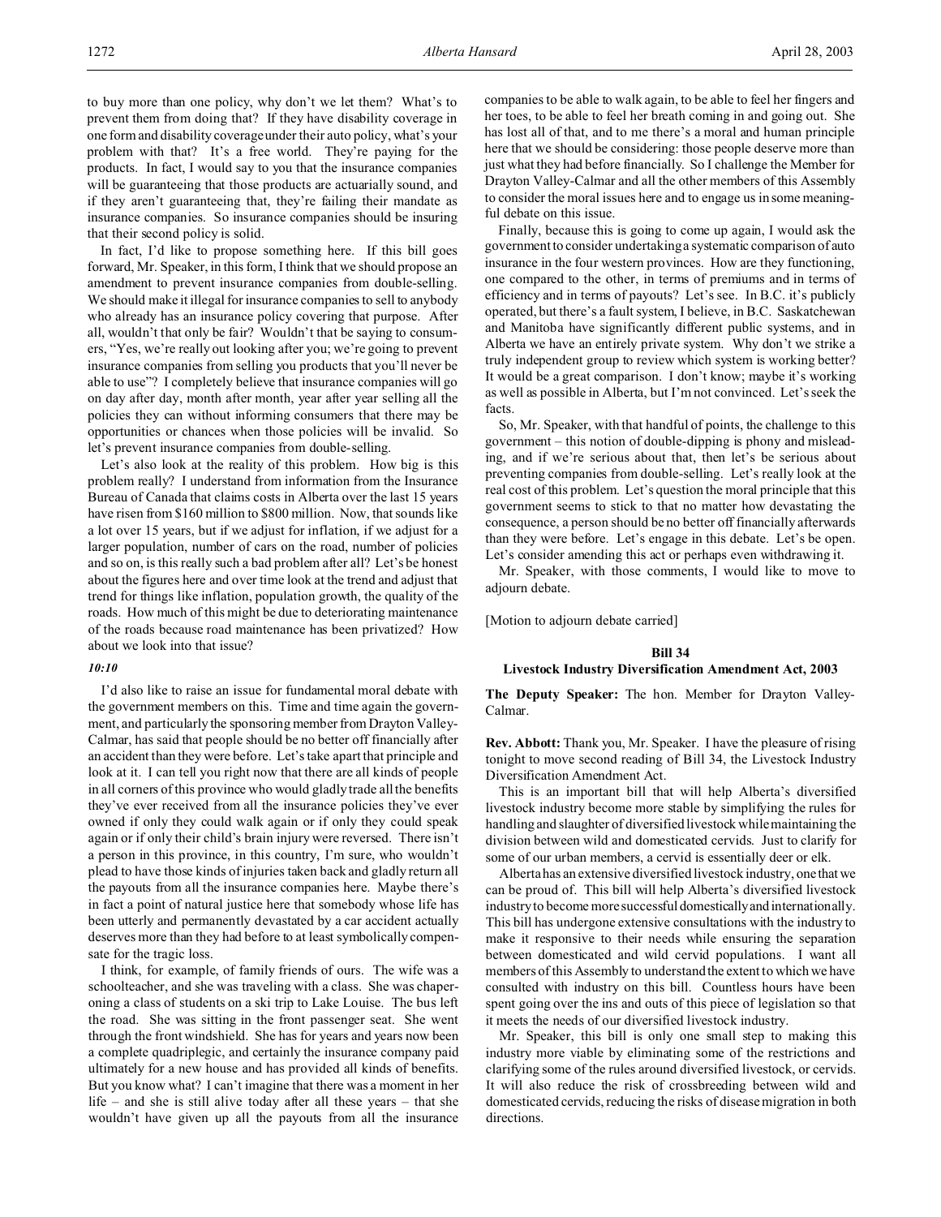to buy more than one policy, why don't we let them? What's to prevent them from doing that? If they have disability coverage in one form and disability coverage under their auto policy, what's your problem with that? It's a free world. They're paying for the products. In fact, I would say to you that the insurance companies will be guaranteeing that those products are actuarially sound, and if they aren't guaranteeing that, they're failing their mandate as insurance companies. So insurance companies should be insuring that their second policy is solid.

In fact, I'd like to propose something here. If this bill goes forward, Mr. Speaker, in this form, I think that we should propose an amendment to prevent insurance companies from double-selling. We should make it illegal for insurance companies to sell to anybody who already has an insurance policy covering that purpose. After all, wouldn't that only be fair? Wouldn't that be saying to consumers, "Yes, we're really out looking after you; we're going to prevent insurance companies from selling you products that you'll never be able to use"? I completely believe that insurance companies will go on day after day, month after month, year after year selling all the policies they can without informing consumers that there may be opportunities or chances when those policies will be invalid. So let's prevent insurance companies from double-selling.

Let's also look at the reality of this problem. How big is this problem really? I understand from information from the Insurance Bureau of Canada that claims costs in Alberta over the last 15 years have risen from $160 million to $800 million. Now, that sounds like a lot over 15 years, but if we adjust for inflation, if we adjust for a larger population, number of cars on the road, number of policies and so on, is this really such a bad problem after all? Let's be honest about the figures here and over time look at the trend and adjust that trend for things like inflation, population growth, the quality of the roads. How much of this might be due to deteriorating maintenance of the roads because road maintenance has been privatized? How about we look into that issue?

*10:10*

I'd also like to raise an issue for fundamental moral debate with the government members on this. Time and time again the government, and particularly the sponsoring member from Drayton Valley-Calmar, has said that people should be no better off financially after an accident than they were before. Let's take apart that principle and look at it. I can tell you right now that there are all kinds of people in all corners of this province who would gladly trade all the benefits they've ever received from all the insurance policies they've ever owned if only they could walk again or if only they could speak again or if only their child's brain injury were reversed. There isn't a person in this province, in this country, I'm sure, who wouldn't plead to have those kinds of injuries taken back and gladly return all the payouts from all the insurance companies here. Maybe there's in fact a point of natural justice here that somebody whose life has been utterly and permanently devastated by a car accident actually deserves more than they had before to at least symbolically compensate for the tragic loss.

I think, for example, of family friends of ours. The wife was a schoolteacher, and she was traveling with a class. She was chaperoning a class of students on a ski trip to Lake Louise. The bus left the road. She was sitting in the front passenger seat. She went through the front windshield. She has for years and years now been a complete quadriplegic, and certainly the insurance company paid ultimately for a new house and has provided all kinds of benefits. But you know what? I can't imagine that there was a moment in her life – and she is still alive today after all these years – that she wouldn't have given up all the payouts from all the insurance companies to be able to walk again, to be able to feel her fingers and her toes, to be able to feel her breath coming in and going out. She has lost all of that, and to me there's a moral and human principle here that we should be considering: those people deserve more than just what they had before financially. So I challenge the Member for Drayton Valley-Calmar and all the other members of this Assembly to consider the moral issues here and to engage us in some meaningful debate on this issue.

Finally, because this is going to come up again, I would ask the government to consider undertaking a systematic comparison of auto insurance in the four western provinces. How are they functioning, one compared to the other, in terms of premiums and in terms of efficiency and in terms of payouts? Let's see. In B.C. it's publicly operated, but there's a fault system, I believe, in B.C. Saskatchewan and Manitoba have significantly different public systems, and in Alberta we have an entirely private system. Why don't we strike a truly independent group to review which system is working better? It would be a great comparison. I don't know; maybe it's working as well as possible in Alberta, but I'm not convinced. Let's seek the facts.

So, Mr. Speaker, with that handful of points, the challenge to this government – this notion of double-dipping is phony and misleading, and if we're serious about that, then let's be serious about preventing companies from double-selling. Let's really look at the real cost of this problem. Let's question the moral principle that this government seems to stick to that no matter how devastating the consequence, a person should be no better off financially afterwards than they were before. Let's engage in this debate. Let's be open. Let's consider amending this act or perhaps even withdrawing it.

Mr. Speaker, with those comments, I would like to move to adjourn debate.

[Motion to adjourn debate carried]

## Bill 34
## Livestock Industry Diversification Amendment Act, 2003

**The Deputy Speaker:** The hon. Member for Drayton Valley-Calmar.

**Rev. Abbott:** Thank you, Mr. Speaker. I have the pleasure of rising tonight to move second reading of Bill 34, the Livestock Industry Diversification Amendment Act.

This is an important bill that will help Alberta's diversified livestock industry become more stable by simplifying the rules for handling and slaughter of diversified livestock while maintaining the division between wild and domesticated cervids. Just to clarify for some of our urban members, a cervid is essentially deer or elk.

Alberta has an extensive diversified livestock industry, one that we can be proud of. This bill will help Alberta's diversified livestock industry to become more successful domestically and internationally. This bill has undergone extensive consultations with the industry to make it responsive to their needs while ensuring the separation between domesticated and wild cervid populations. I want all members of this Assembly to understand the extent to which we have consulted with industry on this bill. Countless hours have been spent going over the ins and outs of this piece of legislation so that it meets the needs of our diversified livestock industry.

Mr. Speaker, this bill is only one small step to making this industry more viable by eliminating some of the restrictions and clarifying some of the rules around diversified livestock, or cervids. It will also reduce the risk of crossbreeding between wild and domesticated cervids, reducing the risks of disease migration in both directions.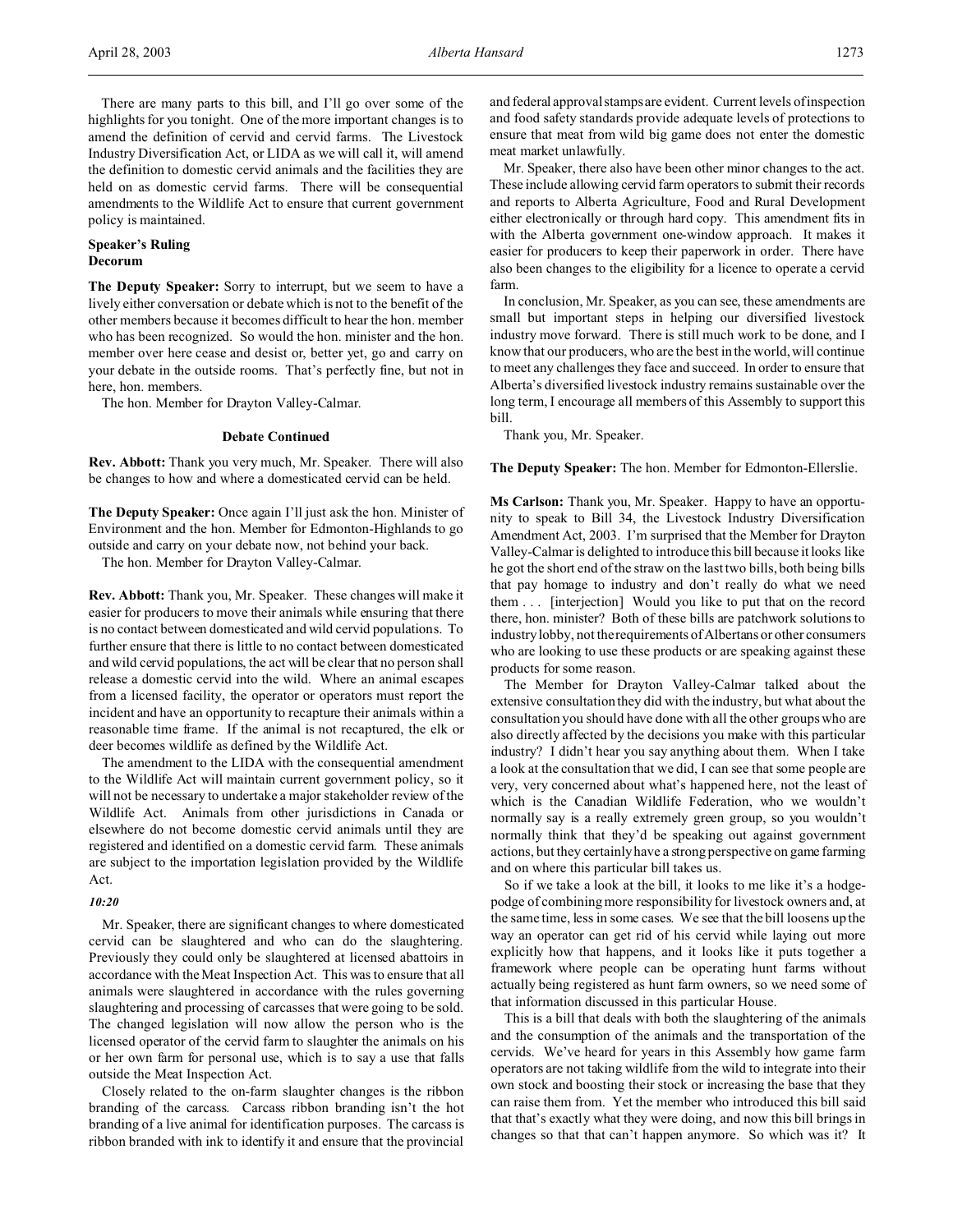There are many parts to this bill, and I'll go over some of the highlights for you tonight. One of the more important changes is to amend the definition of cervid and cervid farms. The Livestock Industry Diversification Act, or LIDA as we will call it, will amend the definition to domestic cervid animals and the facilities they are held on as domestic cervid farms. There will be consequential amendments to the Wildlife Act to ensure that current government policy is maintained.

### Speaker's Ruling
### Decorum

**The Deputy Speaker:** Sorry to interrupt, but we seem to have a lively either conversation or debate which is not to the benefit of the other members because it becomes difficult to hear the hon. member who has been recognized. So would the hon. minister and the hon. member over here cease and desist or, better yet, go and carry on your debate in the outside rooms. That's perfectly fine, but not in here, hon. members.

The hon. Member for Drayton Valley-Calmar.

### Debate Continued

**Rev. Abbott:** Thank you very much, Mr. Speaker. There will also be changes to how and where a domesticated cervid can be held.

**The Deputy Speaker:** Once again I'll just ask the hon. Minister of Environment and the hon. Member for Edmonton-Highlands to go outside and carry on your debate now, not behind your back.

The hon. Member for Drayton Valley-Calmar.

**Rev. Abbott:** Thank you, Mr. Speaker. These changes will make it easier for producers to move their animals while ensuring that there is no contact between domesticated and wild cervid populations. To further ensure that there is little to no contact between domesticated and wild cervid populations, the act will be clear that no person shall release a domestic cervid into the wild. Where an animal escapes from a licensed facility, the operator or operators must report the incident and have an opportunity to recapture their animals within a reasonable time frame. If the animal is not recaptured, the elk or deer becomes wildlife as defined by the Wildlife Act.

The amendment to the LIDA with the consequential amendment to the Wildlife Act will maintain current government policy, so it will not be necessary to undertake a major stakeholder review of the Wildlife Act. Animals from other jurisdictions in Canada or elsewhere do not become domestic cervid animals until they are registered and identified on a domestic cervid farm. These animals are subject to the importation legislation provided by the Wildlife Act.

*10:20*

Mr. Speaker, there are significant changes to where domesticated cervid can be slaughtered and who can do the slaughtering. Previously they could only be slaughtered at licensed abattoirs in accordance with the Meat Inspection Act. This was to ensure that all animals were slaughtered in accordance with the rules governing slaughtering and processing of carcasses that were going to be sold. The changed legislation will now allow the person who is the licensed operator of the cervid farm to slaughter the animals on his or her own farm for personal use, which is to say a use that falls outside the Meat Inspection Act.

Closely related to the on-farm slaughter changes is the ribbon branding of the carcass. Carcass ribbon branding isn't the hot branding of a live animal for identification purposes. The carcass is ribbon branded with ink to identify it and ensure that the provincial and federal approval stamps are evident. Current levels of inspection and food safety standards provide adequate levels of protections to ensure that meat from wild big game does not enter the domestic meat market unlawfully.

Mr. Speaker, there also have been other minor changes to the act. These include allowing cervid farm operators to submit their records and reports to Alberta Agriculture, Food and Rural Development either electronically or through hard copy. This amendment fits in with the Alberta government one-window approach. It makes it easier for producers to keep their paperwork in order. There have also been changes to the eligibility for a licence to operate a cervid farm.

In conclusion, Mr. Speaker, as you can see, these amendments are small but important steps in helping our diversified livestock industry move forward. There is still much work to be done, and I know that our producers, who are the best in the world, will continue to meet any challenges they face and succeed. In order to ensure that Alberta's diversified livestock industry remains sustainable over the long term, I encourage all members of this Assembly to support this bill.

Thank you, Mr. Speaker.

**The Deputy Speaker:** The hon. Member for Edmonton-Ellerslie.

**Ms Carlson:** Thank you, Mr. Speaker. Happy to have an opportunity to speak to Bill 34, the Livestock Industry Diversification Amendment Act, 2003. I'm surprised that the Member for Drayton Valley-Calmar is delighted to introduce this bill because it looks like he got the short end of the straw on the last two bills, both being bills that pay homage to industry and don't really do what we need them . . . [interjection] Would you like to put that on the record there, hon. minister? Both of these bills are patchwork solutions to industry lobby, not the requirements of Albertans or other consumers who are looking to use these products or are speaking against these products for some reason.

The Member for Drayton Valley-Calmar talked about the extensive consultation they did with the industry, but what about the consultation you should have done with all the other groups who are also directly affected by the decisions you make with this particular industry? I didn't hear you say anything about them. When I take a look at the consultation that we did, I can see that some people are very, very concerned about what's happened here, not the least of which is the Canadian Wildlife Federation, who we wouldn't normally say is a really extremely green group, so you wouldn't normally think that they'd be speaking out against government actions, but they certainly have a strong perspective on game farming and on where this particular bill takes us.

So if we take a look at the bill, it looks to me like it's a hodgepodge of combining more responsibility for livestock owners and, at the same time, less in some cases. We see that the bill loosens up the way an operator can get rid of his cervid while laying out more explicitly how that happens, and it looks like it puts together a framework where people can be operating hunt farms without actually being registered as hunt farm owners, so we need some of that information discussed in this particular House.

This is a bill that deals with both the slaughtering of the animals and the consumption of the animals and the transportation of the cervids. We've heard for years in this Assembly how game farm operators are not taking wildlife from the wild to integrate into their own stock and boosting their stock or increasing the base that they can raise them from. Yet the member who introduced this bill said that that's exactly what they were doing, and now this bill brings in changes so that that can't happen anymore. So which was it? It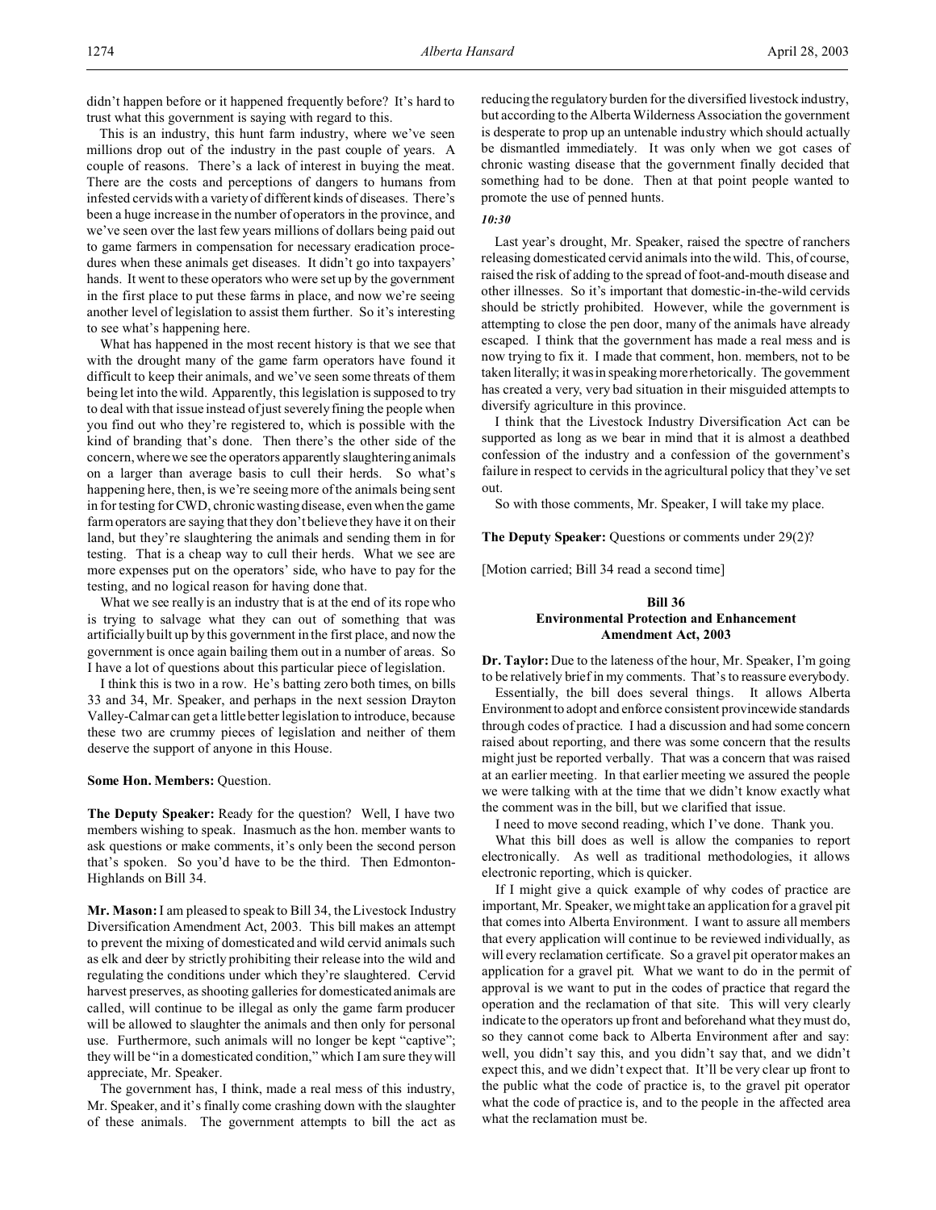didn't happen before or it happened frequently before? It's hard to trust what this government is saying with regard to this.

This is an industry, this hunt farm industry, where we've seen millions drop out of the industry in the past couple of years. A couple of reasons. There's a lack of interest in buying the meat. There are the costs and perceptions of dangers to humans from infested cervids with a variety of different kinds of diseases. There's been a huge increase in the number of operators in the province, and we've seen over the last few years millions of dollars being paid out to game farmers in compensation for necessary eradication procedures when these animals get diseases. It didn't go into taxpayers' hands. It went to these operators who were set up by the government in the first place to put these farms in place, and now we're seeing another level of legislation to assist them further. So it's interesting to see what's happening here.

What has happened in the most recent history is that we see that with the drought many of the game farm operators have found it difficult to keep their animals, and we've seen some threats of them being let into the wild. Apparently, this legislation is supposed to try to deal with that issue instead of just severely fining the people when you find out who they're registered to, which is possible with the kind of branding that's done. Then there's the other side of the concern, where we see the operators apparently slaughtering animals on a larger than average basis to cull their herds. So what's happening here, then, is we're seeing more of the animals being sent in for testing for CWD, chronic wasting disease, even when the game farm operators are saying that they don't believe they have it on their land, but they're slaughtering the animals and sending them in for testing. That is a cheap way to cull their herds. What we see are more expenses put on the operators' side, who have to pay for the testing, and no logical reason for having done that.

What we see really is an industry that is at the end of its rope who is trying to salvage what they can out of something that was artificially built up by this government in the first place, and now the government is once again bailing them out in a number of areas. So I have a lot of questions about this particular piece of legislation.

I think this is two in a row. He's batting zero both times, on bills 33 and 34, Mr. Speaker, and perhaps in the next session Drayton Valley-Calmar can get a little better legislation to introduce, because these two are crummy pieces of legislation and neither of them deserve the support of anyone in this House.

**Some Hon. Members:** Question.

**The Deputy Speaker:** Ready for the question? Well, I have two members wishing to speak. Inasmuch as the hon. member wants to ask questions or make comments, it's only been the second person that's spoken. So you'd have to be the third. Then Edmonton-Highlands on Bill 34.

**Mr. Mason:** I am pleased to speak to Bill 34, the Livestock Industry Diversification Amendment Act, 2003. This bill makes an attempt to prevent the mixing of domesticated and wild cervid animals such as elk and deer by strictly prohibiting their release into the wild and regulating the conditions under which they're slaughtered. Cervid harvest preserves, as shooting galleries for domesticated animals are called, will continue to be illegal as only the game farm producer will be allowed to slaughter the animals and then only for personal use. Furthermore, such animals will no longer be kept "captive"; they will be "in a domesticated condition," which I am sure they will appreciate, Mr. Speaker.

The government has, I think, made a real mess of this industry, Mr. Speaker, and it's finally come crashing down with the slaughter of these animals. The government attempts to bill the act as reducing the regulatory burden for the diversified livestock industry, but according to the Alberta Wilderness Association the government is desperate to prop up an untenable industry which should actually be dismantled immediately. It was only when we got cases of chronic wasting disease that the government finally decided that something had to be done. Then at that point people wanted to promote the use of penned hunts.

*10:30*

Last year's drought, Mr. Speaker, raised the spectre of ranchers releasing domesticated cervid animals into the wild. This, of course, raised the risk of adding to the spread of foot-and-mouth disease and other illnesses. So it's important that domestic-in-the-wild cervids should be strictly prohibited. However, while the government is attempting to close the pen door, many of the animals have already escaped. I think that the government has made a real mess and is now trying to fix it. I made that comment, hon. members, not to be taken literally; it was in speaking more rhetorically. The government has created a very, very bad situation in their misguided attempts to diversify agriculture in this province.

I think that the Livestock Industry Diversification Act can be supported as long as we bear in mind that it is almost a deathbed confession of the industry and a confession of the government's failure in respect to cervids in the agricultural policy that they've set out.

So with those comments, Mr. Speaker, I will take my place.

**The Deputy Speaker:** Questions or comments under 29(2)?

[Motion carried; Bill 34 read a second time]

### Bill 36
### Environmental Protection and Enhancement Amendment Act, 2003

**Dr. Taylor:** Due to the lateness of the hour, Mr. Speaker, I'm going to be relatively brief in my comments. That's to reassure everybody.

Essentially, the bill does several things. It allows Alberta Environment to adopt and enforce consistent provincewide standards through codes of practice. I had a discussion and had some concern raised about reporting, and there was some concern that the results might just be reported verbally. That was a concern that was raised at an earlier meeting. In that earlier meeting we assured the people we were talking with at the time that we didn't know exactly what the comment was in the bill, but we clarified that issue.

I need to move second reading, which I've done. Thank you.

What this bill does as well is allow the companies to report electronically. As well as traditional methodologies, it allows electronic reporting, which is quicker.

If I might give a quick example of why codes of practice are important, Mr. Speaker, we might take an application for a gravel pit that comes into Alberta Environment. I want to assure all members that every application will continue to be reviewed individually, as will every reclamation certificate. So a gravel pit operator makes an application for a gravel pit. What we want to do in the permit of approval is we want to put in the codes of practice that regard the operation and the reclamation of that site. This will very clearly indicate to the operators up front and beforehand what they must do, so they cannot come back to Alberta Environment after and say: well, you didn't say this, and you didn't say that, and we didn't expect this, and we didn't expect that. It'll be very clear up front to the public what the code of practice is, to the gravel pit operator what the code of practice is, and to the people in the affected area what the reclamation must be.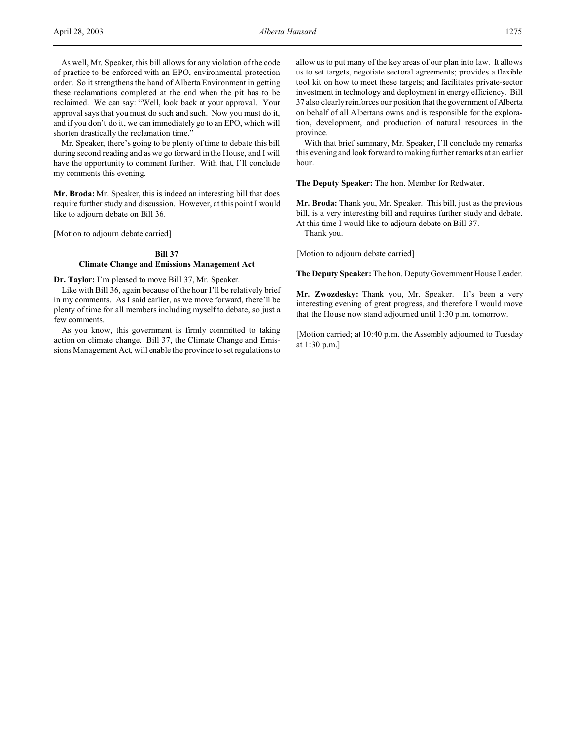As well, Mr. Speaker, this bill allows for any violation of the code of practice to be enforced with an EPO, environmental protection order. So it strengthens the hand of Alberta Environment in getting these reclamations completed at the end when the pit has to be reclaimed. We can say: "Well, look back at your approval. Your approval says that you must do such and such. Now you must do it, and if you don't do it, we can immediately go to an EPO, which will shorten drastically the reclamation time."

Mr. Speaker, there's going to be plenty of time to debate this bill during second reading and as we go forward in the House, and I will have the opportunity to comment further. With that, I'll conclude my comments this evening.

**Mr. Broda:** Mr. Speaker, this is indeed an interesting bill that does require further study and discussion. However, at this point I would like to adjourn debate on Bill 36.

[Motion to adjourn debate carried]

### Bill 37
### Climate Change and Emissions Management Act

**Dr. Taylor:** I'm pleased to move Bill 37, Mr. Speaker.

Like with Bill 36, again because of the hour I'll be relatively brief in my comments. As I said earlier, as we move forward, there'll be plenty of time for all members including myself to debate, so just a few comments.

As you know, this government is firmly committed to taking action on climate change. Bill 37, the Climate Change and Emissions Management Act, will enable the province to set regulations to allow us to put many of the key areas of our plan into law. It allows us to set targets, negotiate sectoral agreements; provides a flexible tool kit on how to meet these targets; and facilitates private-sector investment in technology and deployment in energy efficiency. Bill 37 also clearly reinforces our position that the government of Alberta on behalf of all Albertans owns and is responsible for the exploration, development, and production of natural resources in the province.

With that brief summary, Mr. Speaker, I'll conclude my remarks this evening and look forward to making further remarks at an earlier hour.

**The Deputy Speaker:** The hon. Member for Redwater.

**Mr. Broda:** Thank you, Mr. Speaker. This bill, just as the previous bill, is a very interesting bill and requires further study and debate. At this time I would like to adjourn debate on Bill 37.

Thank you.

[Motion to adjourn debate carried]

**The Deputy Speaker:** The hon. Deputy Government House Leader.

**Mr. Zwozdesky:** Thank you, Mr. Speaker. It's been a very interesting evening of great progress, and therefore I would move that the House now stand adjourned until 1:30 p.m. tomorrow.

[Motion carried; at 10:40 p.m. the Assembly adjourned to Tuesday at 1:30 p.m.]